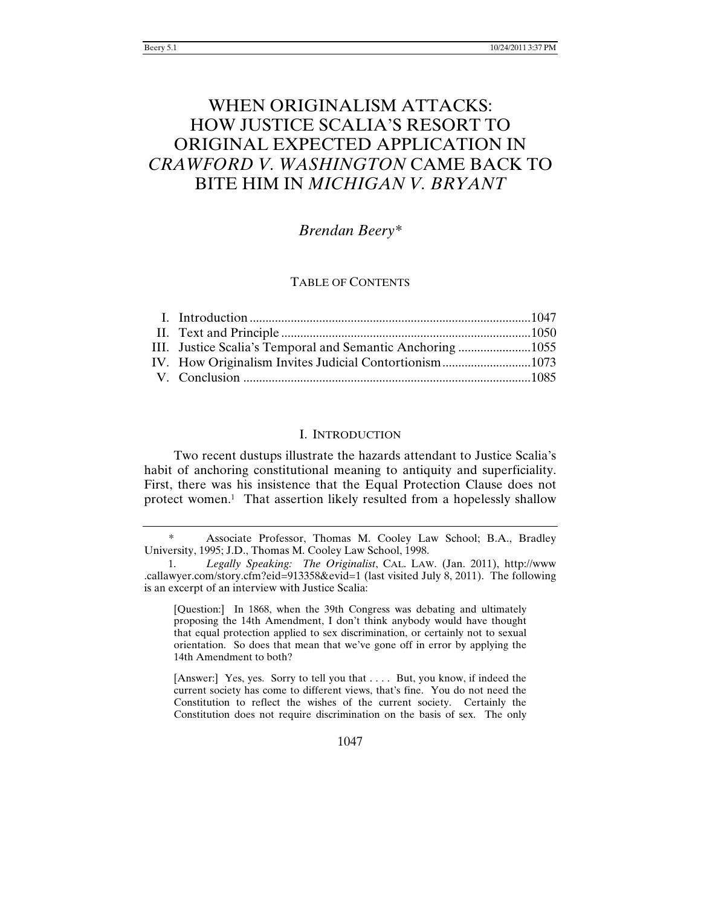# WHEN ORIGINALISM ATTACKS: HOW JUSTICE SCALIA'S RESORT TO ORIGINAL EXPECTED APPLICATION IN *CRAWFORD V. WASHINGTON* CAME BACK TO BITE HIM IN *MICHIGAN V. BRYANT*

*Brendan Beery\**

TABLE OF CONTENTS

I. Introduction ........................................................................................1047
II. Text and Principle ..............................................................................1050
III. Justice Scalia's Temporal and Semantic Anchoring .......................1055
IV. How Originalism Invites Judicial Contortionism............................1073
V. Conclusion ..........................................................................................1085

## I. INTRODUCTION

Two recent dustups illustrate the hazards attendant to Justice Scalia's habit of anchoring constitutional meaning to antiquity and superficiality. First, there was his insistence that the Equal Protection Clause does not protect women.[1] That assertion likely resulted from a hopelessly shallow

---

\* Associate Professor, Thomas M. Cooley Law School; B.A., Bradley University, 1995; J.D., Thomas M. Cooley Law School, 1998.

1. *Legally Speaking: The Originalist*, CAL. LAW. (Jan. 2011), http://www.callawyer.com/story.cfm?eid=913358&evid=1 (last visited July 8, 2011). The following is an excerpt of an interview with Justice Scalia:

> [Question:] In 1868, when the 39th Congress was debating and ultimately proposing the 14th Amendment, I don't think anybody would have thought that equal protection applied to sex discrimination, or certainly not to sexual orientation. So does that mean that we've gone off in error by applying the 14th Amendment to both?
>
> [Answer:] Yes, yes. Sorry to tell you that . . . . But, you know, if indeed the current society has come to different views, that's fine. You do not need the Constitution to reflect the wishes of the current society. Certainly the Constitution does not require discrimination on the basis of sex. The only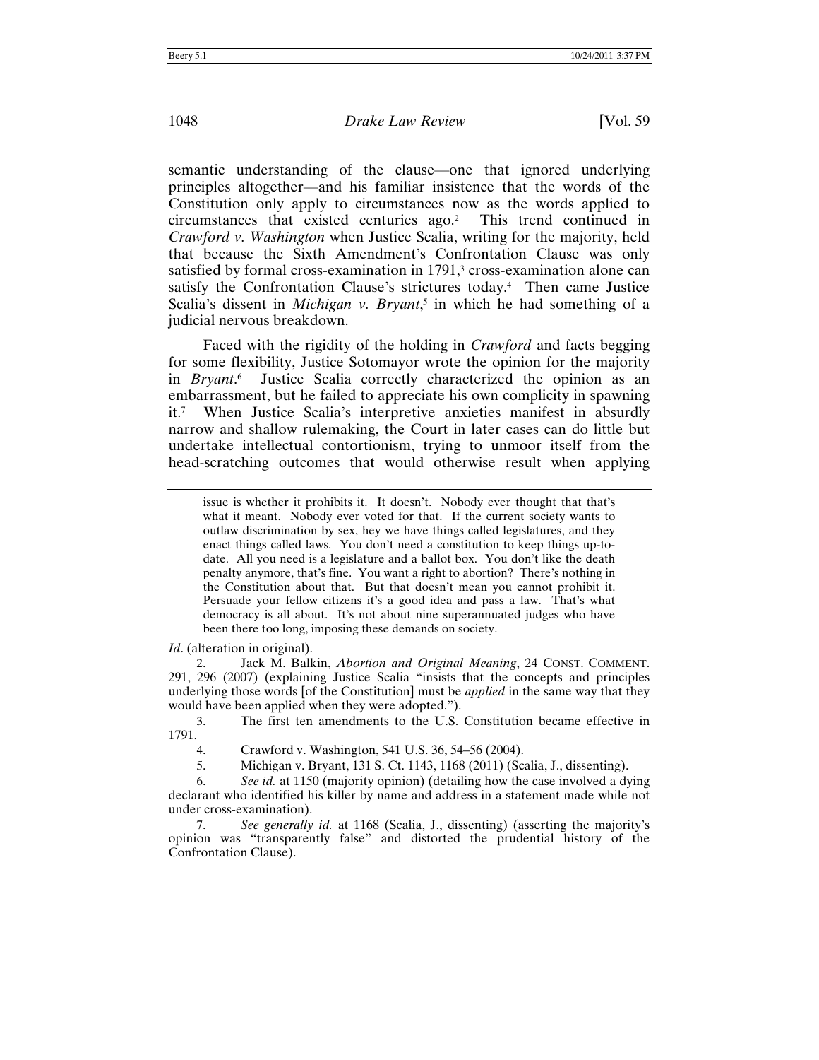semantic understanding of the clause—one that ignored underlying principles altogether—and his familiar insistence that the words of the Constitution only apply to circumstances now as the words applied to circumstances that existed centuries ago.[2] This trend continued in *Crawford v. Washington* when Justice Scalia, writing for the majority, held that because the Sixth Amendment's Confrontation Clause was only satisfied by formal cross-examination in 1791,[3] cross-examination alone can satisfy the Confrontation Clause's strictures today.[4] Then came Justice Scalia's dissent in *Michigan v. Bryant*,[5] in which he had something of a judicial nervous breakdown.

Faced with the rigidity of the holding in *Crawford* and facts begging for some flexibility, Justice Sotomayor wrote the opinion for the majority in *Bryant*.[6] Justice Scalia correctly characterized the opinion as an embarrassment, but he failed to appreciate his own complicity in spawning it.[7] When Justice Scalia's interpretive anxieties manifest in absurdly narrow and shallow rulemaking, the Court in later cases can do little but undertake intellectual contortionism, trying to unmoor itself from the head-scratching outcomes that would otherwise result when applying

---

> issue is whether it prohibits it. It doesn't. Nobody ever thought that that's what it meant. Nobody ever voted for that. If the current society wants to outlaw discrimination by sex, hey we have things called legislatures, and they enact things called laws. You don't need a constitution to keep things up-to-date. All you need is a legislature and a ballot box. You don't like the death penalty anymore, that's fine. You want a right to abortion? There's nothing in the Constitution about that. But that doesn't mean you cannot prohibit it. Persuade your fellow citizens it's a good idea and pass a law. That's what democracy is all about. It's not about nine superannuated judges who have been there too long, imposing these demands on society.

*Id*. (alteration in original).

2. Jack M. Balkin, *Abortion and Original Meaning*, 24 CONST. COMMENT. 291, 296 (2007) (explaining Justice Scalia "insists that the concepts and principles underlying those words [of the Constitution] must be *applied* in the same way that they would have been applied when they were adopted.").

3. The first ten amendments to the U.S. Constitution became effective in 1791.

4. Crawford v. Washington, 541 U.S. 36, 54–56 (2004).

5. Michigan v. Bryant, 131 S. Ct. 1143, 1168 (2011) (Scalia, J., dissenting).

6. *See id.* at 1150 (majority opinion) (detailing how the case involved a dying declarant who identified his killer by name and address in a statement made while not under cross-examination).

7. *See generally id.* at 1168 (Scalia, J., dissenting) (asserting the majority's opinion was "transparently false" and distorted the prudential history of the Confrontation Clause).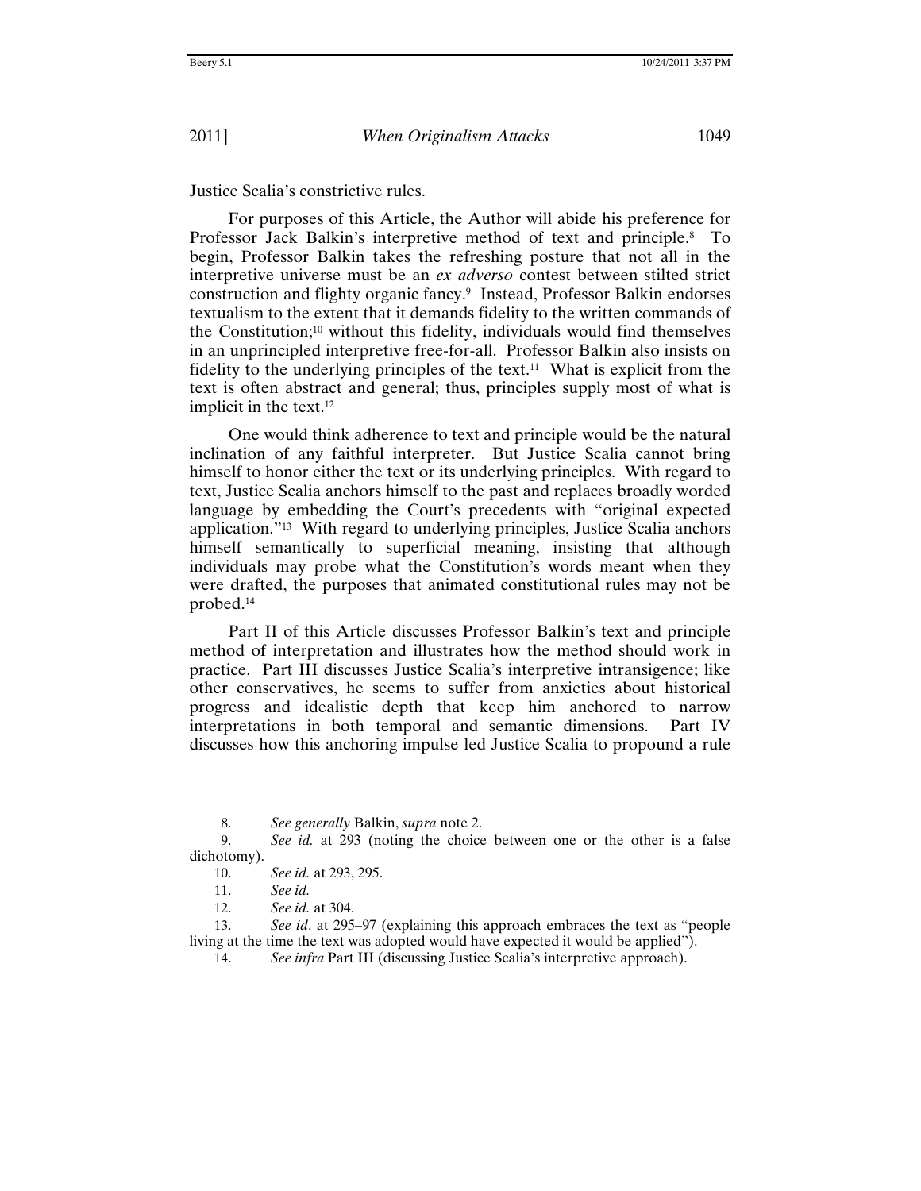Justice Scalia's constrictive rules.

For purposes of this Article, the Author will abide his preference for Professor Jack Balkin's interpretive method of text and principle.[8] To begin, Professor Balkin takes the refreshing posture that not all in the interpretive universe must be an *ex adverso* contest between stilted strict construction and flighty organic fancy.[9] Instead, Professor Balkin endorses textualism to the extent that it demands fidelity to the written commands of the Constitution;[10] without this fidelity, individuals would find themselves in an unprincipled interpretive free-for-all. Professor Balkin also insists on fidelity to the underlying principles of the text.[11] What is explicit from the text is often abstract and general; thus, principles supply most of what is implicit in the text.[12]

One would think adherence to text and principle would be the natural inclination of any faithful interpreter. But Justice Scalia cannot bring himself to honor either the text or its underlying principles. With regard to text, Justice Scalia anchors himself to the past and replaces broadly worded language by embedding the Court's precedents with "original expected application."[13] With regard to underlying principles, Justice Scalia anchors himself semantically to superficial meaning, insisting that although individuals may probe what the Constitution's words meant when they were drafted, the purposes that animated constitutional rules may not be probed.[14]

Part II of this Article discusses Professor Balkin's text and principle method of interpretation and illustrates how the method should work in practice. Part III discusses Justice Scalia's interpretive intransigence; like other conservatives, he seems to suffer from anxieties about historical progress and idealistic depth that keep him anchored to narrow interpretations in both temporal and semantic dimensions. Part IV discusses how this anchoring impulse led Justice Scalia to propound a rule

---

8. *See generally* Balkin, *supra* note 2.

9. *See id.* at 293 (noting the choice between one or the other is a false dichotomy).

10. *See id.* at 293, 295.

11. *See id.*

12. *See id.* at 304.

13. *See id*. at 295–97 (explaining this approach embraces the text as "people living at the time the text was adopted would have expected it would be applied").

14. *See infra* Part III (discussing Justice Scalia's interpretive approach).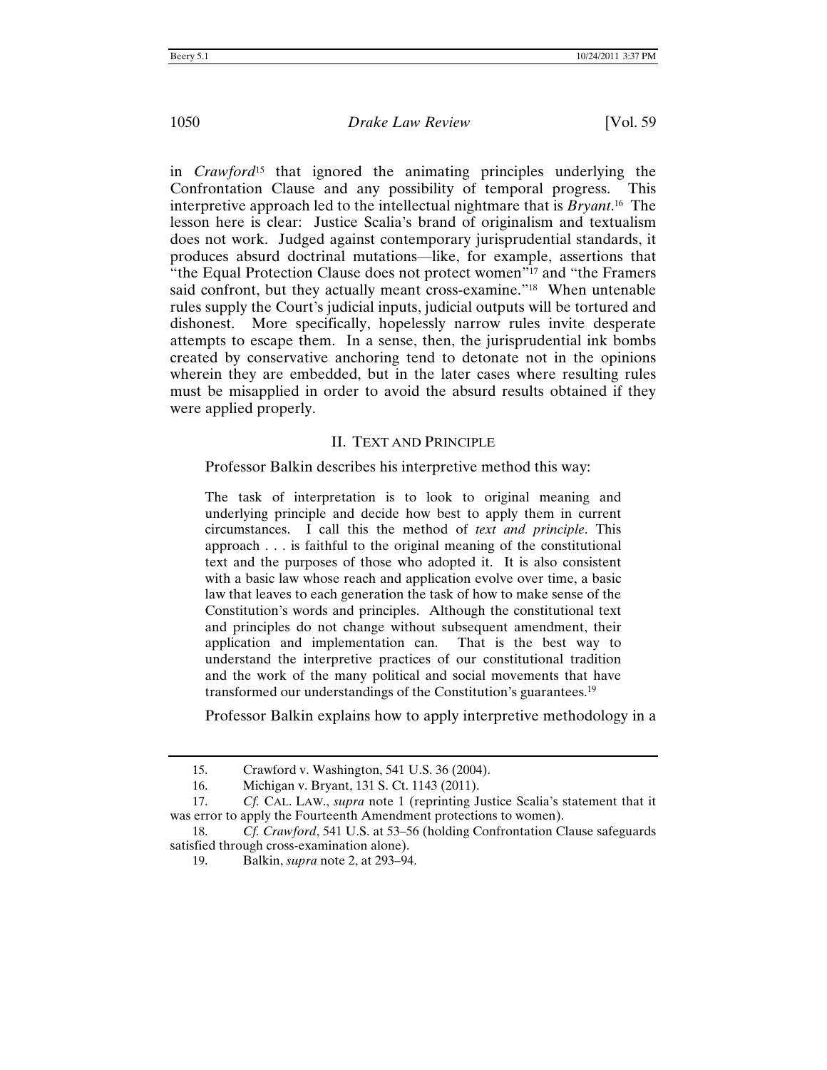in *Crawford*[15] that ignored the animating principles underlying the Confrontation Clause and any possibility of temporal progress. This interpretive approach led to the intellectual nightmare that is *Bryant*.[16] The lesson here is clear: Justice Scalia's brand of originalism and textualism does not work. Judged against contemporary jurisprudential standards, it produces absurd doctrinal mutations—like, for example, assertions that "the Equal Protection Clause does not protect women"[17] and "the Framers said confront, but they actually meant cross-examine."[18] When untenable rules supply the Court's judicial inputs, judicial outputs will be tortured and dishonest. More specifically, hopelessly narrow rules invite desperate attempts to escape them. In a sense, then, the jurisprudential ink bombs created by conservative anchoring tend to detonate not in the opinions wherein they are embedded, but in the later cases where resulting rules must be misapplied in order to avoid the absurd results obtained if they were applied properly.

## II. TEXT AND PRINCIPLE

Professor Balkin describes his interpretive method this way:

> The task of interpretation is to look to original meaning and underlying principle and decide how best to apply them in current circumstances. I call this the method of *text and principle*. This approach . . . is faithful to the original meaning of the constitutional text and the purposes of those who adopted it. It is also consistent with a basic law whose reach and application evolve over time, a basic law that leaves to each generation the task of how to make sense of the Constitution's words and principles. Although the constitutional text and principles do not change without subsequent amendment, their application and implementation can. That is the best way to understand the interpretive practices of our constitutional tradition and the work of the many political and social movements that have transformed our understandings of the Constitution's guarantees.[19]

Professor Balkin explains how to apply interpretive methodology in a

---

15. Crawford v. Washington, 541 U.S. 36 (2004).

16. Michigan v. Bryant, 131 S. Ct. 1143 (2011).

17. *Cf.* CAL. LAW., *supra* note 1 (reprinting Justice Scalia's statement that it was error to apply the Fourteenth Amendment protections to women).

18. *Cf. Crawford*, 541 U.S. at 53–56 (holding Confrontation Clause safeguards satisfied through cross-examination alone).

19. Balkin, *supra* note 2, at 293–94.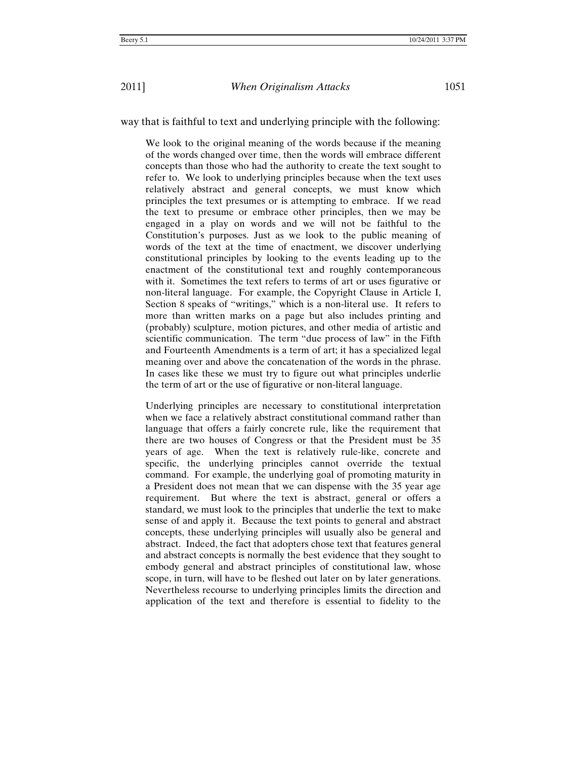way that is faithful to text and underlying principle with the following:

> We look to the original meaning of the words because if the meaning of the words changed over time, then the words will embrace different concepts than those who had the authority to create the text sought to refer to. We look to underlying principles because when the text uses relatively abstract and general concepts, we must know which principles the text presumes or is attempting to embrace. If we read the text to presume or embrace other principles, then we may be engaged in a play on words and we will not be faithful to the Constitution's purposes. Just as we look to the public meaning of words of the text at the time of enactment, we discover underlying constitutional principles by looking to the events leading up to the enactment of the constitutional text and roughly contemporaneous with it. Sometimes the text refers to terms of art or uses figurative or non-literal language. For example, the Copyright Clause in Article I, Section 8 speaks of "writings," which is a non-literal use. It refers to more than written marks on a page but also includes printing and (probably) sculpture, motion pictures, and other media of artistic and scientific communication. The term "due process of law" in the Fifth and Fourteenth Amendments is a term of art; it has a specialized legal meaning over and above the concatenation of the words in the phrase. In cases like these we must try to figure out what principles underlie the term of art or the use of figurative or non-literal language.
>
> Underlying principles are necessary to constitutional interpretation when we face a relatively abstract constitutional command rather than language that offers a fairly concrete rule, like the requirement that there are two houses of Congress or that the President must be 35 years of age. When the text is relatively rule-like, concrete and specific, the underlying principles cannot override the textual command. For example, the underlying goal of promoting maturity in a President does not mean that we can dispense with the 35 year age requirement. But where the text is abstract, general or offers a standard, we must look to the principles that underlie the text to make sense of and apply it. Because the text points to general and abstract concepts, these underlying principles will usually also be general and abstract. Indeed, the fact that adopters chose text that features general and abstract concepts is normally the best evidence that they sought to embody general and abstract principles of constitutional law, whose scope, in turn, will have to be fleshed out later on by later generations. Nevertheless recourse to underlying principles limits the direction and application of the text and therefore is essential to fidelity to the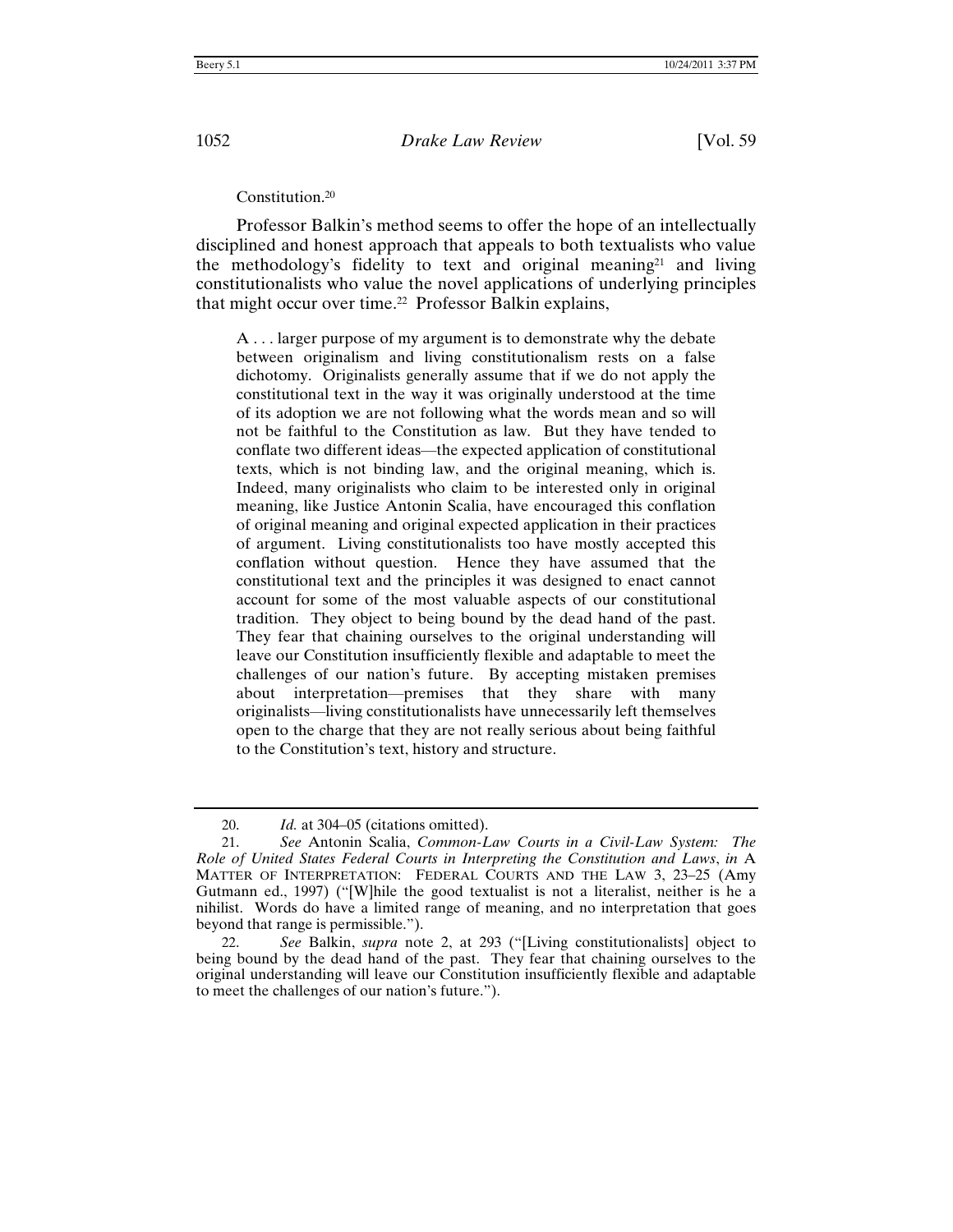Constitution.[20]

Professor Balkin's method seems to offer the hope of an intellectually disciplined and honest approach that appeals to both textualists who value the methodology's fidelity to text and original meaning[21] and living constitutionalists who value the novel applications of underlying principles that might occur over time.[22] Professor Balkin explains,

> A . . . larger purpose of my argument is to demonstrate why the debate between originalism and living constitutionalism rests on a false dichotomy. Originalists generally assume that if we do not apply the constitutional text in the way it was originally understood at the time of its adoption we are not following what the words mean and so will not be faithful to the Constitution as law. But they have tended to conflate two different ideas—the expected application of constitutional texts, which is not binding law, and the original meaning, which is. Indeed, many originalists who claim to be interested only in original meaning, like Justice Antonin Scalia, have encouraged this conflation of original meaning and original expected application in their practices of argument. Living constitutionalists too have mostly accepted this conflation without question. Hence they have assumed that the constitutional text and the principles it was designed to enact cannot account for some of the most valuable aspects of our constitutional tradition. They object to being bound by the dead hand of the past. They fear that chaining ourselves to the original understanding will leave our Constitution insufficiently flexible and adaptable to meet the challenges of our nation's future. By accepting mistaken premises about interpretation—premises that they share with many originalists—living constitutionalists have unnecessarily left themselves open to the charge that they are not really serious about being faithful to the Constitution's text, history and structure.

---

20. *Id.* at 304–05 (citations omitted).

21. *See* Antonin Scalia, *Common-Law Courts in a Civil-Law System: The Role of United States Federal Courts in Interpreting the Constitution and Laws*, *in* A MATTER OF INTERPRETATION: FEDERAL COURTS AND THE LAW 3, 23–25 (Amy Gutmann ed., 1997) ("[W]hile the good textualist is not a literalist, neither is he a nihilist. Words do have a limited range of meaning, and no interpretation that goes beyond that range is permissible.").

22. *See* Balkin, *supra* note 2, at 293 ("[Living constitutionalists] object to being bound by the dead hand of the past. They fear that chaining ourselves to the original understanding will leave our Constitution insufficiently flexible and adaptable to meet the challenges of our nation's future.").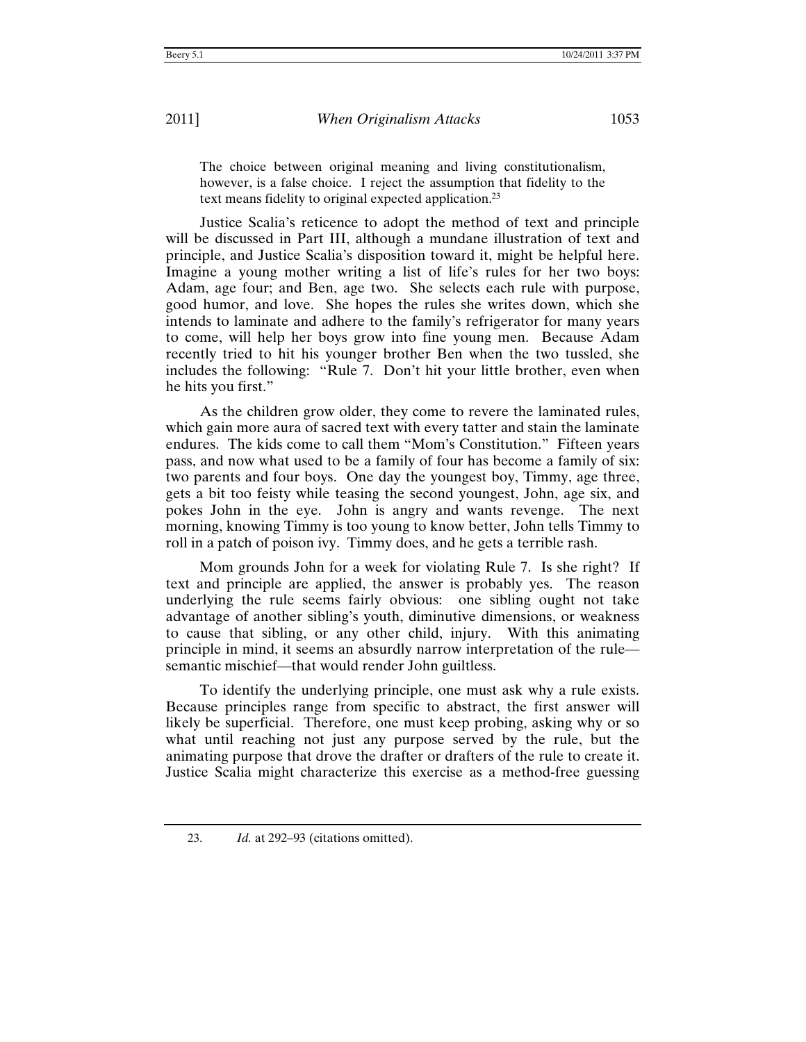> The choice between original meaning and living constitutionalism, however, is a false choice. I reject the assumption that fidelity to the text means fidelity to original expected application.[23]

Justice Scalia's reticence to adopt the method of text and principle will be discussed in Part III, although a mundane illustration of text and principle, and Justice Scalia's disposition toward it, might be helpful here. Imagine a young mother writing a list of life's rules for her two boys: Adam, age four; and Ben, age two. She selects each rule with purpose, good humor, and love. She hopes the rules she writes down, which she intends to laminate and adhere to the family's refrigerator for many years to come, will help her boys grow into fine young men. Because Adam recently tried to hit his younger brother Ben when the two tussled, she includes the following: "Rule 7. Don't hit your little brother, even when he hits you first."

As the children grow older, they come to revere the laminated rules, which gain more aura of sacred text with every tatter and stain the laminate endures. The kids come to call them "Mom's Constitution." Fifteen years pass, and now what used to be a family of four has become a family of six: two parents and four boys. One day the youngest boy, Timmy, age three, gets a bit too feisty while teasing the second youngest, John, age six, and pokes John in the eye. John is angry and wants revenge. The next morning, knowing Timmy is too young to know better, John tells Timmy to roll in a patch of poison ivy. Timmy does, and he gets a terrible rash.

Mom grounds John for a week for violating Rule 7. Is she right? If text and principle are applied, the answer is probably yes. The reason underlying the rule seems fairly obvious: one sibling ought not take advantage of another sibling's youth, diminutive dimensions, or weakness to cause that sibling, or any other child, injury. With this animating principle in mind, it seems an absurdly narrow interpretation of the rule—semantic mischief—that would render John guiltless.

To identify the underlying principle, one must ask why a rule exists. Because principles range from specific to abstract, the first answer will likely be superficial. Therefore, one must keep probing, asking why or so what until reaching not just any purpose served by the rule, but the animating purpose that drove the drafter or drafters of the rule to create it. Justice Scalia might characterize this exercise as a method-free guessing

---

23. *Id.* at 292–93 (citations omitted).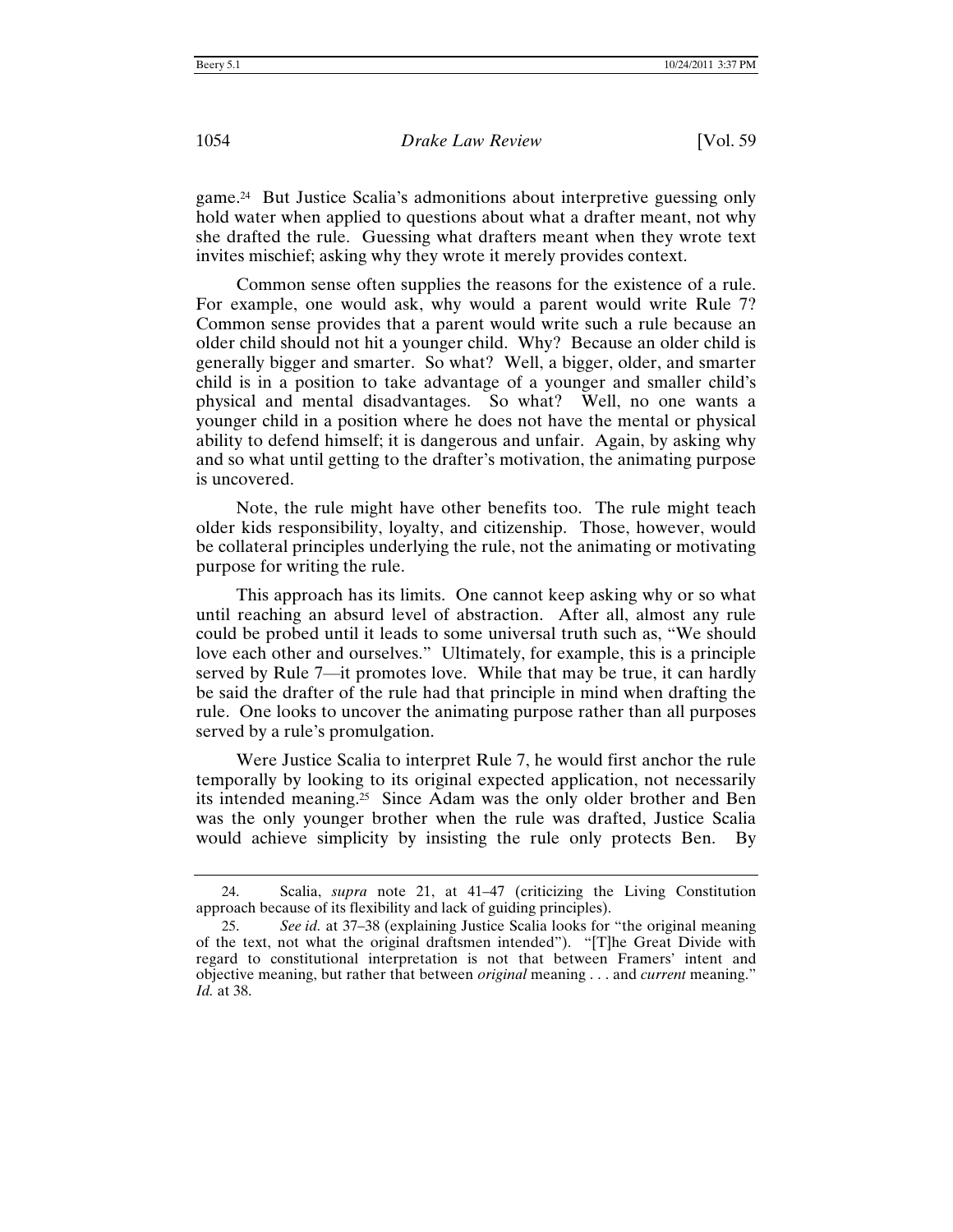game.[24] But Justice Scalia's admonitions about interpretive guessing only hold water when applied to questions about what a drafter meant, not why she drafted the rule. Guessing what drafters meant when they wrote text invites mischief; asking why they wrote it merely provides context.

Common sense often supplies the reasons for the existence of a rule. For example, one would ask, why would a parent would write Rule 7? Common sense provides that a parent would write such a rule because an older child should not hit a younger child. Why? Because an older child is generally bigger and smarter. So what? Well, a bigger, older, and smarter child is in a position to take advantage of a younger and smaller child's physical and mental disadvantages. So what? Well, no one wants a younger child in a position where he does not have the mental or physical ability to defend himself; it is dangerous and unfair. Again, by asking why and so what until getting to the drafter's motivation, the animating purpose is uncovered.

Note, the rule might have other benefits too. The rule might teach older kids responsibility, loyalty, and citizenship. Those, however, would be collateral principles underlying the rule, not the animating or motivating purpose for writing the rule.

This approach has its limits. One cannot keep asking why or so what until reaching an absurd level of abstraction. After all, almost any rule could be probed until it leads to some universal truth such as, "We should love each other and ourselves." Ultimately, for example, this is a principle served by Rule 7—it promotes love. While that may be true, it can hardly be said the drafter of the rule had that principle in mind when drafting the rule. One looks to uncover the animating purpose rather than all purposes served by a rule's promulgation.

Were Justice Scalia to interpret Rule 7, he would first anchor the rule temporally by looking to its original expected application, not necessarily its intended meaning.[25] Since Adam was the only older brother and Ben was the only younger brother when the rule was drafted, Justice Scalia would achieve simplicity by insisting the rule only protects Ben. By

---

24. Scalia, *supra* note 21, at 41–47 (criticizing the Living Constitution approach because of its flexibility and lack of guiding principles).

25. *See id.* at 37–38 (explaining Justice Scalia looks for "the original meaning of the text, not what the original draftsmen intended"). "[T]he Great Divide with regard to constitutional interpretation is not that between Framers' intent and objective meaning, but rather that between *original* meaning . . . and *current* meaning." *Id.* at 38.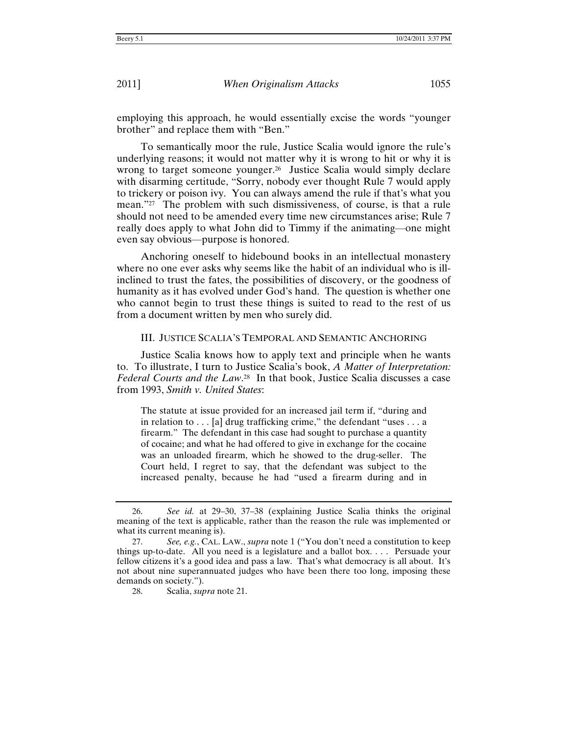employing this approach, he would essentially excise the words "younger brother" and replace them with "Ben."

To semantically moor the rule, Justice Scalia would ignore the rule's underlying reasons; it would not matter why it is wrong to hit or why it is wrong to target someone younger.[26] Justice Scalia would simply declare with disarming certitude, "Sorry, nobody ever thought Rule 7 would apply to trickery or poison ivy. You can always amend the rule if that's what you mean."[27] The problem with such dismissiveness, of course, is that a rule should not need to be amended every time new circumstances arise; Rule 7 really does apply to what John did to Timmy if the animating—one might even say obvious—purpose is honored.

Anchoring oneself to hidebound books in an intellectual monastery where no one ever asks why seems like the habit of an individual who is ill-inclined to trust the fates, the possibilities of discovery, or the goodness of humanity as it has evolved under God's hand. The question is whether one who cannot begin to trust these things is suited to read to the rest of us from a document written by men who surely did.

## III. JUSTICE SCALIA'S TEMPORAL AND SEMANTIC ANCHORING

Justice Scalia knows how to apply text and principle when he wants to. To illustrate, I turn to Justice Scalia's book, *A Matter of Interpretation: Federal Courts and the Law*.[28] In that book, Justice Scalia discusses a case from 1993, *Smith v. United States*:

> The statute at issue provided for an increased jail term if, "during and in relation to . . . [a] drug trafficking crime," the defendant "uses . . . a firearm." The defendant in this case had sought to purchase a quantity of cocaine; and what he had offered to give in exchange for the cocaine was an unloaded firearm, which he showed to the drug-seller. The Court held, I regret to say, that the defendant was subject to the increased penalty, because he had "used a firearm during and in

---

26. *See id.* at 29–30, 37–38 (explaining Justice Scalia thinks the original meaning of the text is applicable, rather than the reason the rule was implemented or what its current meaning is).

27. *See, e.g.*, CAL. LAW., *supra* note 1 ("You don't need a constitution to keep things up-to-date. All you need is a legislature and a ballot box. . . . Persuade your fellow citizens it's a good idea and pass a law. That's what democracy is all about. It's not about nine superannuated judges who have been there too long, imposing these demands on society.").

28. Scalia, *supra* note 21.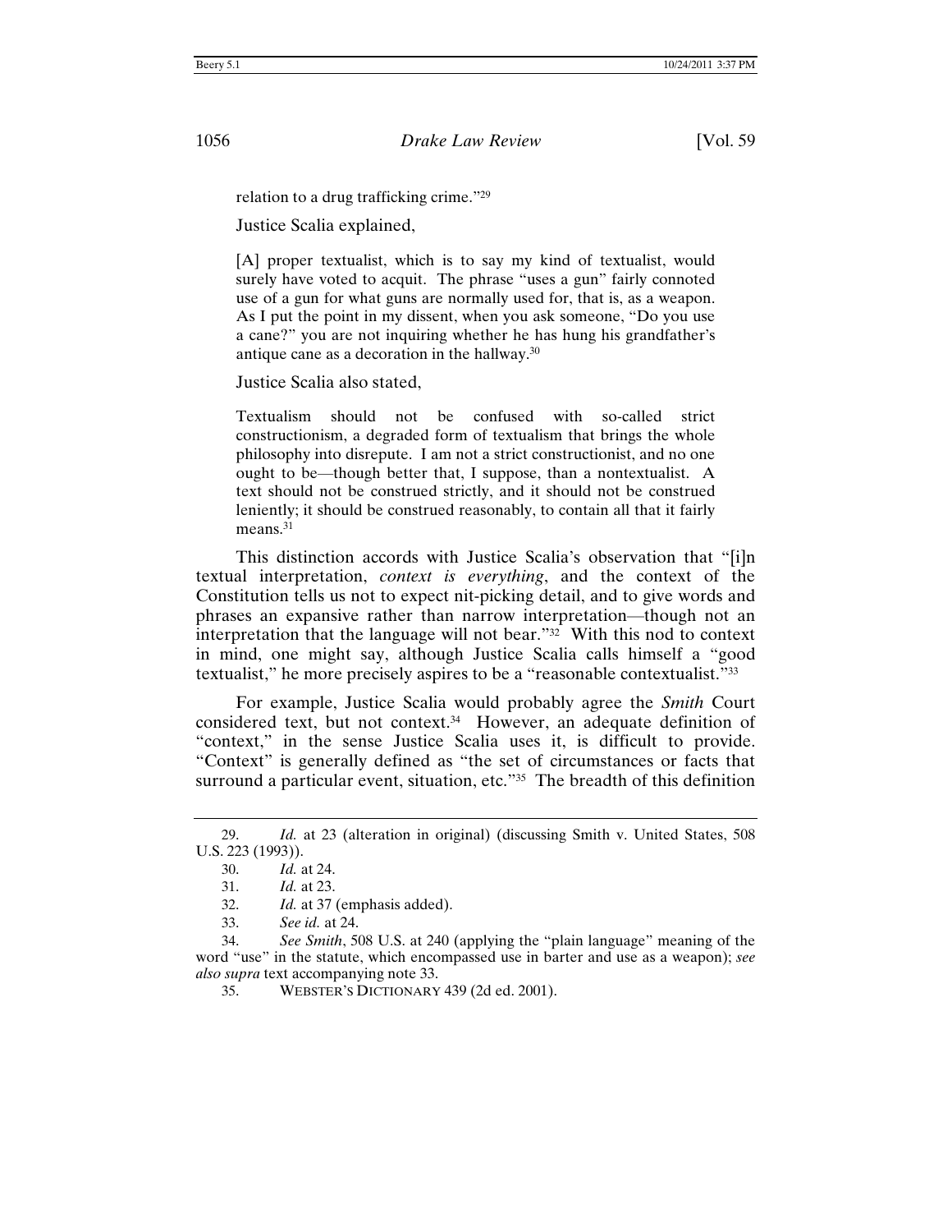relation to a drug trafficking crime."[29]

Justice Scalia explained,

> [A] proper textualist, which is to say my kind of textualist, would surely have voted to acquit. The phrase "uses a gun" fairly connoted use of a gun for what guns are normally used for, that is, as a weapon. As I put the point in my dissent, when you ask someone, "Do you use a cane?" you are not inquiring whether he has hung his grandfather's antique cane as a decoration in the hallway.[30]

Justice Scalia also stated,

> Textualism should not be confused with so-called strict constructionism, a degraded form of textualism that brings the whole philosophy into disrepute. I am not a strict constructionist, and no one ought to be—though better that, I suppose, than a nontextualist. A text should not be construed strictly, and it should not be construed leniently; it should be construed reasonably, to contain all that it fairly means.[31]

This distinction accords with Justice Scalia's observation that "[i]n textual interpretation, *context is everything*, and the context of the Constitution tells us not to expect nit-picking detail, and to give words and phrases an expansive rather than narrow interpretation—though not an interpretation that the language will not bear."[32] With this nod to context in mind, one might say, although Justice Scalia calls himself a "good textualist," he more precisely aspires to be a "reasonable contextualist."[33]

For example, Justice Scalia would probably agree the *Smith* Court considered text, but not context.[34] However, an adequate definition of "context," in the sense Justice Scalia uses it, is difficult to provide. "Context" is generally defined as "the set of circumstances or facts that surround a particular event, situation, etc."[35] The breadth of this definition

---

29. *Id.* at 23 (alteration in original) (discussing Smith v. United States, 508 U.S. 223 (1993)).

30. *Id.* at 24.

31. *Id.* at 23.

32. *Id.* at 37 (emphasis added).

33. *See id.* at 24.

34. *See Smith*, 508 U.S. at 240 (applying the "plain language" meaning of the word "use" in the statute, which encompassed use in barter and use as a weapon); *see also supra* text accompanying note 33.

35. WEBSTER'S DICTIONARY 439 (2d ed. 2001).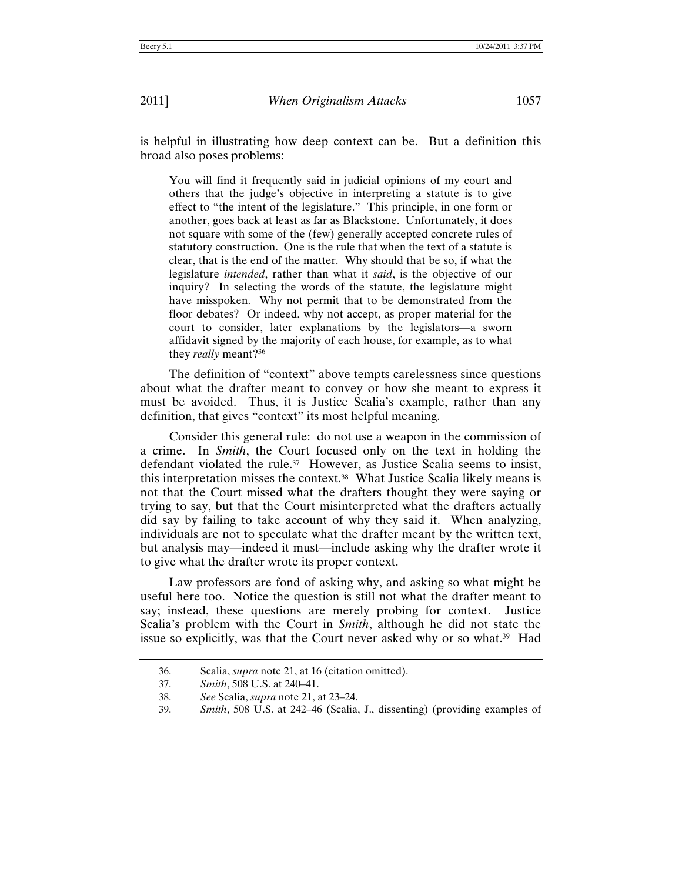is helpful in illustrating how deep context can be. But a definition this broad also poses problems:

> You will find it frequently said in judicial opinions of my court and others that the judge's objective in interpreting a statute is to give effect to "the intent of the legislature." This principle, in one form or another, goes back at least as far as Blackstone. Unfortunately, it does not square with some of the (few) generally accepted concrete rules of statutory construction. One is the rule that when the text of a statute is clear, that is the end of the matter. Why should that be so, if what the legislature *intended*, rather than what it *said*, is the objective of our inquiry? In selecting the words of the statute, the legislature might have misspoken. Why not permit that to be demonstrated from the floor debates? Or indeed, why not accept, as proper material for the court to consider, later explanations by the legislators—a sworn affidavit signed by the majority of each house, for example, as to what they *really* meant?[36]

The definition of "context" above tempts carelessness since questions about what the drafter meant to convey or how she meant to express it must be avoided. Thus, it is Justice Scalia's example, rather than any definition, that gives "context" its most helpful meaning.

Consider this general rule: do not use a weapon in the commission of a crime. In *Smith*, the Court focused only on the text in holding the defendant violated the rule.[37] However, as Justice Scalia seems to insist, this interpretation misses the context.[38] What Justice Scalia likely means is not that the Court missed what the drafters thought they were saying or trying to say, but that the Court misinterpreted what the drafters actually did say by failing to take account of why they said it. When analyzing, individuals are not to speculate what the drafter meant by the written text, but analysis may—indeed it must—include asking why the drafter wrote it to give what the drafter wrote its proper context.

Law professors are fond of asking why, and asking so what might be useful here too. Notice the question is still not what the drafter meant to say; instead, these questions are merely probing for context. Justice Scalia's problem with the Court in *Smith*, although he did not state the issue so explicitly, was that the Court never asked why or so what.[39] Had

---

36. Scalia, *supra* note 21, at 16 (citation omitted).

37. *Smith*, 508 U.S. at 240–41.

38. *See* Scalia, *supra* note 21, at 23–24.

39. *Smith*, 508 U.S. at 242–46 (Scalia, J., dissenting) (providing examples of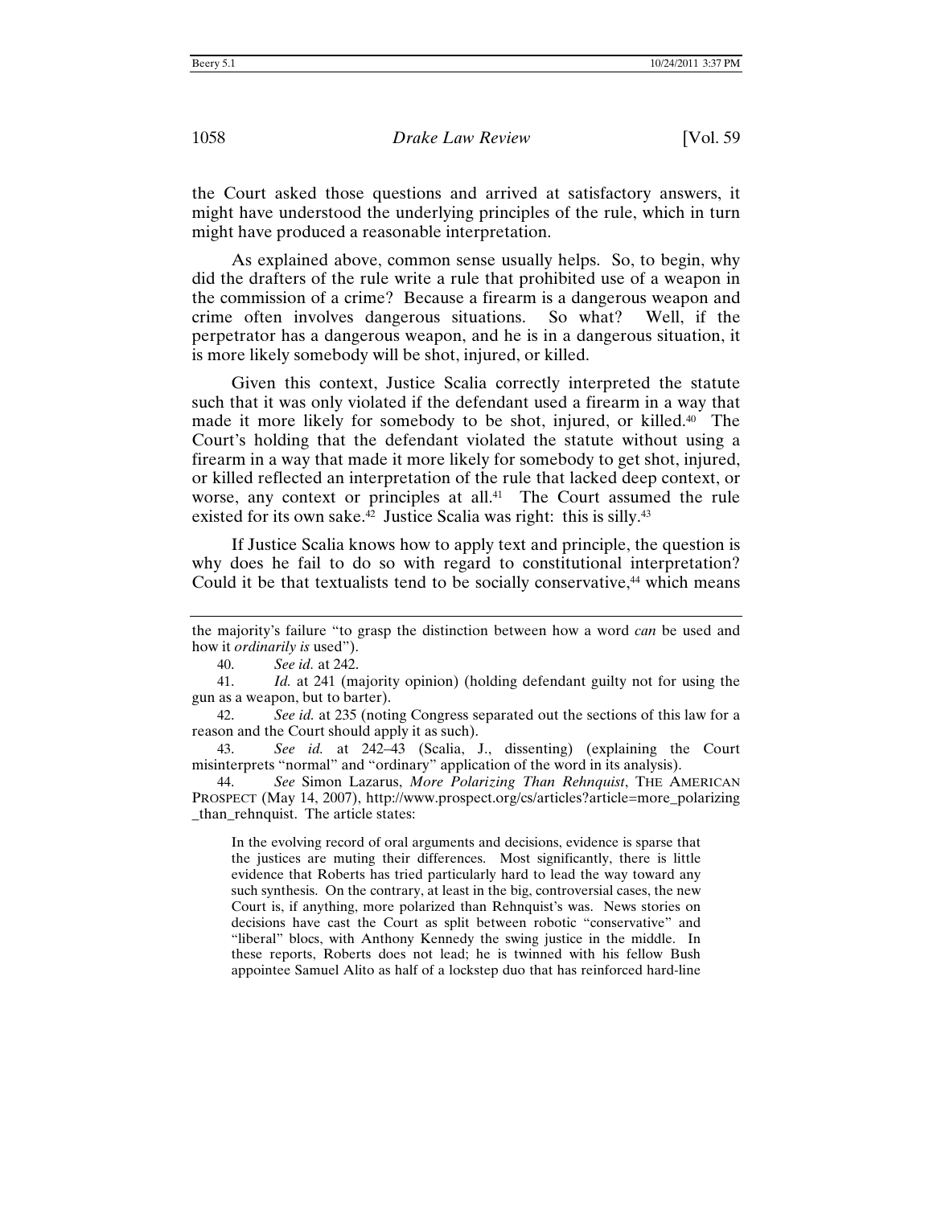the Court asked those questions and arrived at satisfactory answers, it might have understood the underlying principles of the rule, which in turn might have produced a reasonable interpretation.

As explained above, common sense usually helps. So, to begin, why did the drafters of the rule write a rule that prohibited use of a weapon in the commission of a crime? Because a firearm is a dangerous weapon and crime often involves dangerous situations. So what? Well, if the perpetrator has a dangerous weapon, and he is in a dangerous situation, it is more likely somebody will be shot, injured, or killed.

Given this context, Justice Scalia correctly interpreted the statute such that it was only violated if the defendant used a firearm in a way that made it more likely for somebody to be shot, injured, or killed.[40] The Court's holding that the defendant violated the statute without using a firearm in a way that made it more likely for somebody to get shot, injured, or killed reflected an interpretation of the rule that lacked deep context, or worse, any context or principles at all.[41] The Court assumed the rule existed for its own sake.[42] Justice Scalia was right: this is silly.[43]

If Justice Scalia knows how to apply text and principle, the question is why does he fail to do so with regard to constitutional interpretation? Could it be that textualists tend to be socially conservative,[44] which means

---

the majority's failure "to grasp the distinction between how a word *can* be used and how it *ordinarily is* used").

40. *See id.* at 242.

41. *Id.* at 241 (majority opinion) (holding defendant guilty not for using the gun as a weapon, but to barter).

42. *See id.* at 235 (noting Congress separated out the sections of this law for a reason and the Court should apply it as such).

43. *See id.* at 242–43 (Scalia, J., dissenting) (explaining the Court misinterprets "normal" and "ordinary" application of the word in its analysis).

44. *See* Simon Lazarus, *More Polarizing Than Rehnquist*, THE AMERICAN PROSPECT (May 14, 2007), http://www.prospect.org/cs/articles?article=more_polarizing_than_rehnquist. The article states:

> In the evolving record of oral arguments and decisions, evidence is sparse that the justices are muting their differences. Most significantly, there is little evidence that Roberts has tried particularly hard to lead the way toward any such synthesis. On the contrary, at least in the big, controversial cases, the new Court is, if anything, more polarized than Rehnquist's was. News stories on decisions have cast the Court as split between robotic "conservative" and "liberal" blocs, with Anthony Kennedy the swing justice in the middle. In these reports, Roberts does not lead; he is twinned with his fellow Bush appointee Samuel Alito as half of a lockstep duo that has reinforced hard-line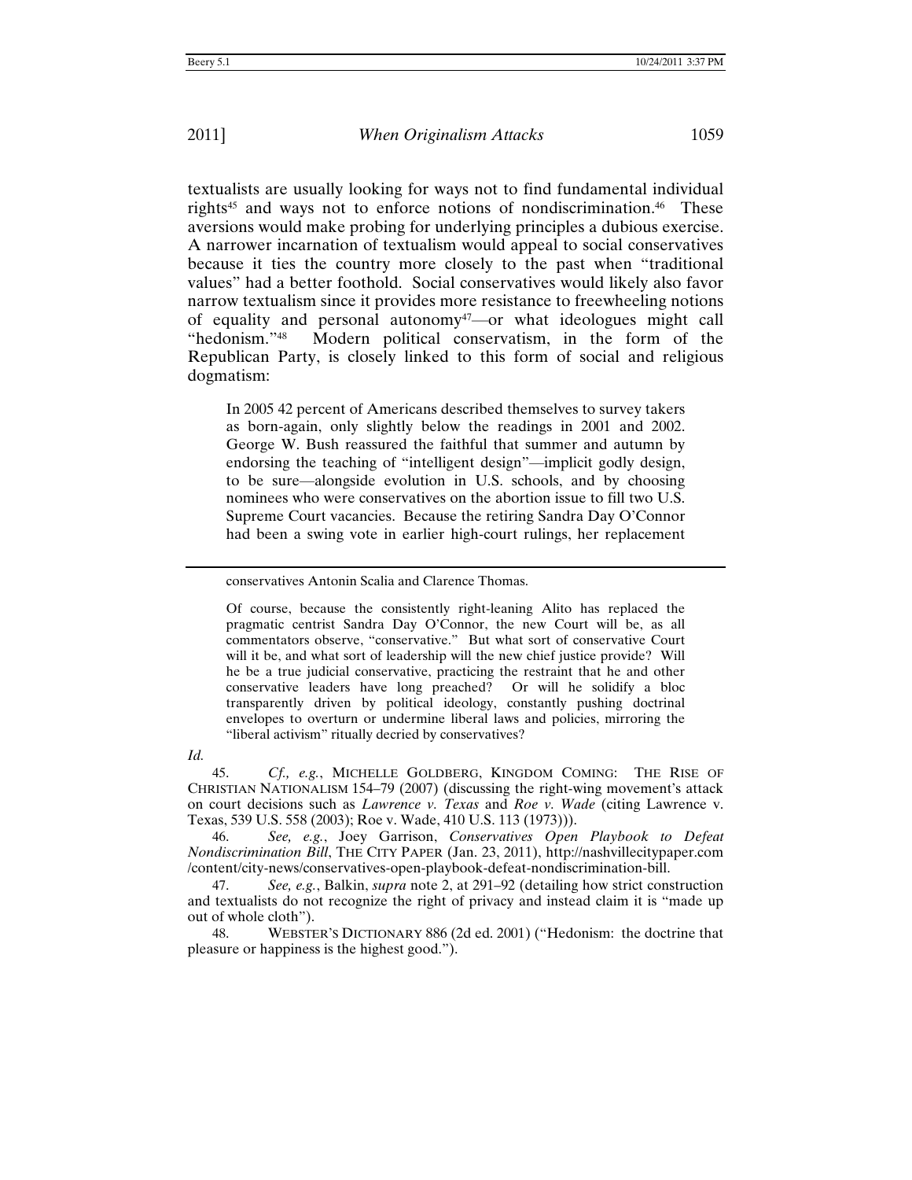textualists are usually looking for ways not to find fundamental individual rights[45] and ways not to enforce notions of nondiscrimination.[46] These aversions would make probing for underlying principles a dubious exercise. A narrower incarnation of textualism would appeal to social conservatives because it ties the country more closely to the past when "traditional values" had a better foothold. Social conservatives would likely also favor narrow textualism since it provides more resistance to freewheeling notions of equality and personal autonomy[47]—or what ideologues might call "hedonism."[48] Modern political conservatism, in the form of the Republican Party, is closely linked to this form of social and religious dogmatism:

> In 2005 42 percent of Americans described themselves to survey takers as born-again, only slightly below the readings in 2001 and 2002. George W. Bush reassured the faithful that summer and autumn by endorsing the teaching of "intelligent design"—implicit godly design, to be sure—alongside evolution in U.S. schools, and by choosing nominees who were conservatives on the abortion issue to fill two U.S. Supreme Court vacancies. Because the retiring Sandra Day O'Connor had been a swing vote in earlier high-court rulings, her replacement

---

conservatives Antonin Scalia and Clarence Thomas.

> Of course, because the consistently right-leaning Alito has replaced the pragmatic centrist Sandra Day O'Connor, the new Court will be, as all commentators observe, "conservative." But what sort of conservative Court will it be, and what sort of leadership will the new chief justice provide? Will he be a true judicial conservative, practicing the restraint that he and other conservative leaders have long preached? Or will he solidify a bloc transparently driven by political ideology, constantly pushing doctrinal envelopes to overturn or undermine liberal laws and policies, mirroring the "liberal activism" ritually decried by conservatives?

*Id.*

45. *Cf., e.g.*, MICHELLE GOLDBERG, KINGDOM COMING: THE RISE OF CHRISTIAN NATIONALISM 154–79 (2007) (discussing the right-wing movement's attack on court decisions such as *Lawrence v. Texas* and *Roe v. Wade* (citing Lawrence v. Texas, 539 U.S. 558 (2003); Roe v. Wade, 410 U.S. 113 (1973))).

46. *See, e.g.*, Joey Garrison, *Conservatives Open Playbook to Defeat Nondiscrimination Bill*, THE CITY PAPER (Jan. 23, 2011), http://nashvillecitypaper.com/content/city-news/conservatives-open-playbook-defeat-nondiscrimination-bill.

47. *See, e.g.*, Balkin, *supra* note 2, at 291–92 (detailing how strict construction and textualists do not recognize the right of privacy and instead claim it is "made up out of whole cloth").

48. WEBSTER'S DICTIONARY 886 (2d ed. 2001) ("Hedonism: the doctrine that pleasure or happiness is the highest good.").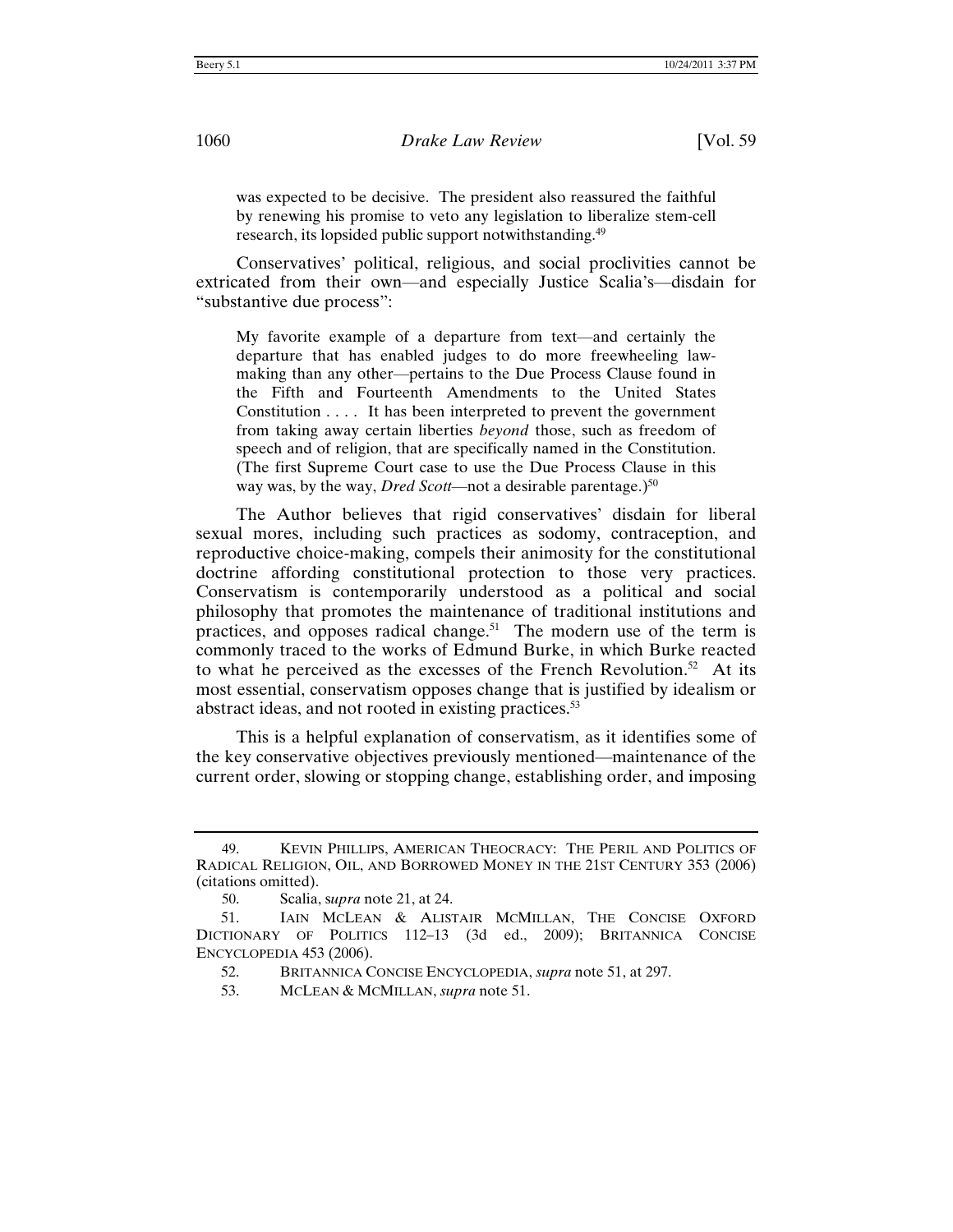> was expected to be decisive. The president also reassured the faithful by renewing his promise to veto any legislation to liberalize stem-cell research, its lopsided public support notwithstanding.[49]

Conservatives' political, religious, and social proclivities cannot be extricated from their own—and especially Justice Scalia's—disdain for "substantive due process":

> My favorite example of a departure from text—and certainly the departure that has enabled judges to do more freewheeling law-making than any other—pertains to the Due Process Clause found in the Fifth and Fourteenth Amendments to the United States Constitution . . . . It has been interpreted to prevent the government from taking away certain liberties *beyond* those, such as freedom of speech and of religion, that are specifically named in the Constitution. (The first Supreme Court case to use the Due Process Clause in this way was, by the way, *Dred Scott*—not a desirable parentage.)[50]

The Author believes that rigid conservatives' disdain for liberal sexual mores, including such practices as sodomy, contraception, and reproductive choice-making, compels their animosity for the constitutional doctrine affording constitutional protection to those very practices. Conservatism is contemporarily understood as a political and social philosophy that promotes the maintenance of traditional institutions and practices, and opposes radical change.[51] The modern use of the term is commonly traced to the works of Edmund Burke, in which Burke reacted to what he perceived as the excesses of the French Revolution.[52] At its most essential, conservatism opposes change that is justified by idealism or abstract ideas, and not rooted in existing practices.[53]

This is a helpful explanation of conservatism, as it identifies some of the key conservative objectives previously mentioned—maintenance of the current order, slowing or stopping change, establishing order, and imposing

---

49. KEVIN PHILLIPS, AMERICAN THEOCRACY: THE PERIL AND POLITICS OF RADICAL RELIGION, OIL, AND BORROWED MONEY IN THE 21ST CENTURY 353 (2006) (citations omitted).

50. Scalia, s*upra* note 21, at 24.

51. IAIN MCLEAN & ALISTAIR MCMILLAN, THE CONCISE OXFORD DICTIONARY OF POLITICS 112–13 (3d ed., 2009); BRITANNICA CONCISE ENCYCLOPEDIA 453 (2006).

52. BRITANNICA CONCISE ENCYCLOPEDIA, *supra* note 51, at 297.

53. MCLEAN & MCMILLAN, *supra* note 51.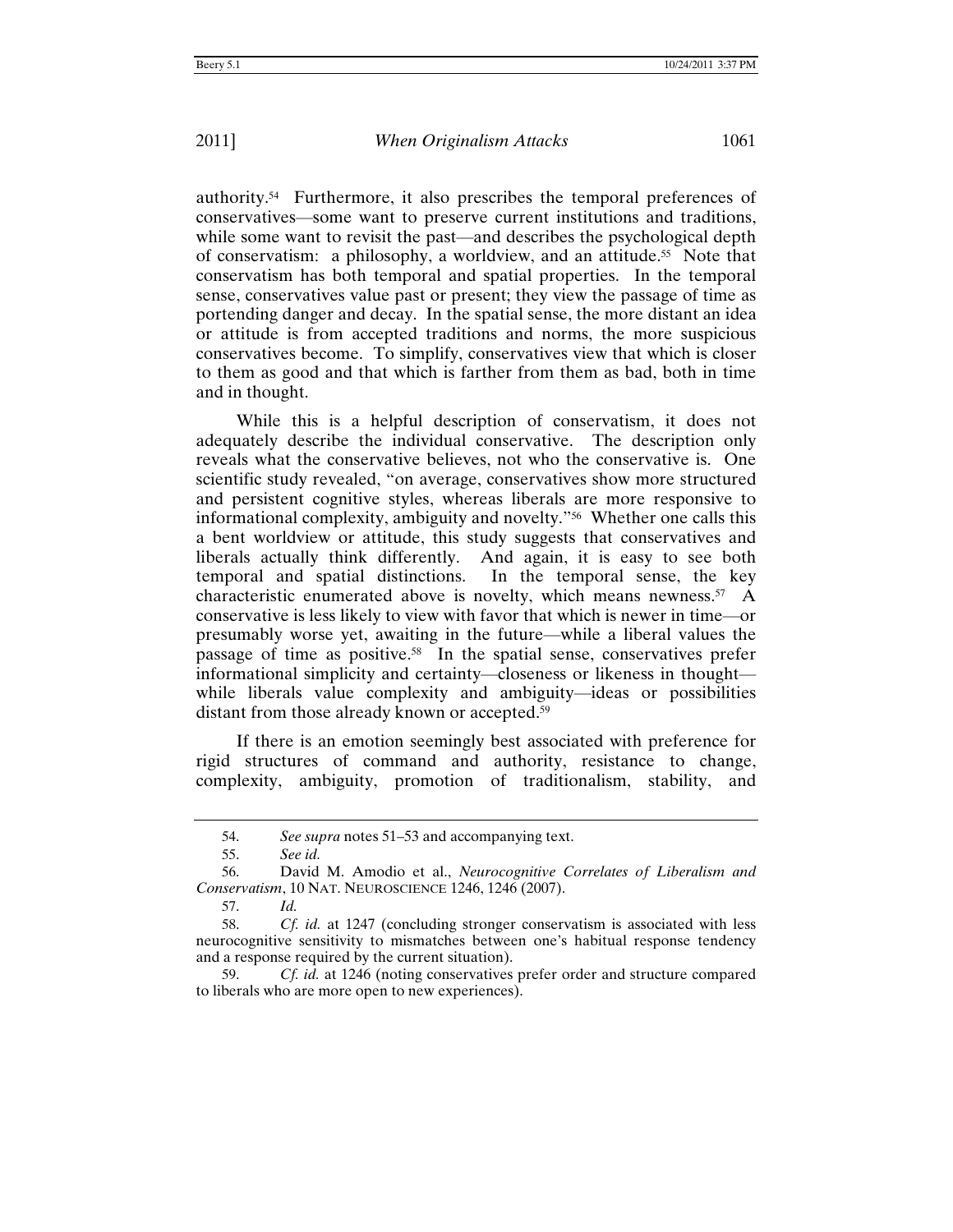authority.[54] Furthermore, it also prescribes the temporal preferences of conservatives—some want to preserve current institutions and traditions, while some want to revisit the past—and describes the psychological depth of conservatism: a philosophy, a worldview, and an attitude.[55] Note that conservatism has both temporal and spatial properties. In the temporal sense, conservatives value past or present; they view the passage of time as portending danger and decay. In the spatial sense, the more distant an idea or attitude is from accepted traditions and norms, the more suspicious conservatives become. To simplify, conservatives view that which is closer to them as good and that which is farther from them as bad, both in time and in thought.

While this is a helpful description of conservatism, it does not adequately describe the individual conservative. The description only reveals what the conservative believes, not who the conservative is. One scientific study revealed, "on average, conservatives show more structured and persistent cognitive styles, whereas liberals are more responsive to informational complexity, ambiguity and novelty."[56] Whether one calls this a bent worldview or attitude, this study suggests that conservatives and liberals actually think differently. And again, it is easy to see both temporal and spatial distinctions. In the temporal sense, the key characteristic enumerated above is novelty, which means newness.[57] A conservative is less likely to view with favor that which is newer in time—or presumably worse yet, awaiting in the future—while a liberal values the passage of time as positive.[58] In the spatial sense, conservatives prefer informational simplicity and certainty—closeness or likeness in thought—while liberals value complexity and ambiguity—ideas or possibilities distant from those already known or accepted.[59]

If there is an emotion seemingly best associated with preference for rigid structures of command and authority, resistance to change, complexity, ambiguity, promotion of traditionalism, stability, and

---

54. *See supra* notes 51–53 and accompanying text.

55. *See id.*

56. David M. Amodio et al., *Neurocognitive Correlates of Liberalism and Conservatism*, 10 NAT. NEUROSCIENCE 1246, 1246 (2007).

57. *Id.*

58. *Cf. id.* at 1247 (concluding stronger conservatism is associated with less neurocognitive sensitivity to mismatches between one's habitual response tendency and a response required by the current situation).

59. *Cf. id.* at 1246 (noting conservatives prefer order and structure compared to liberals who are more open to new experiences).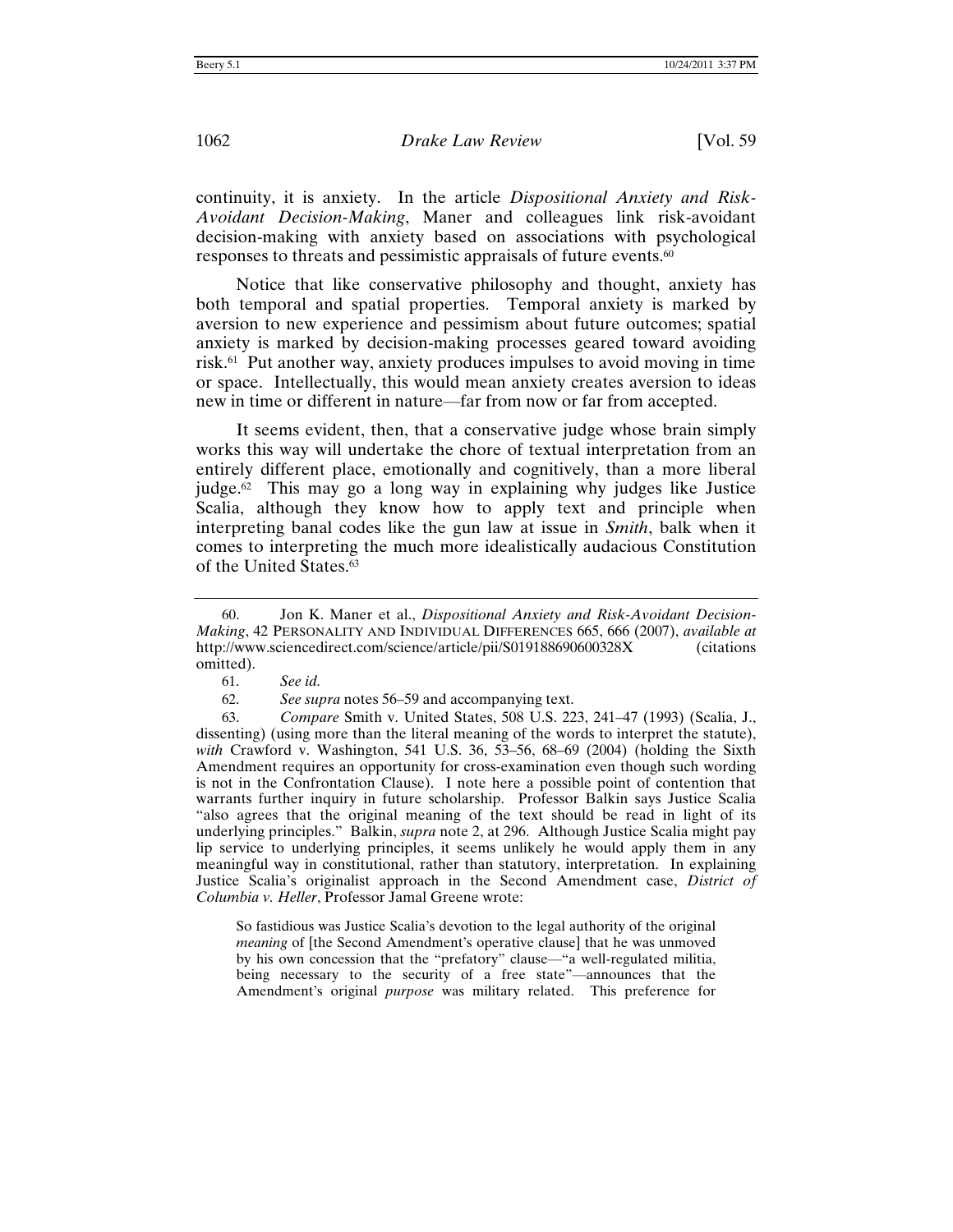continuity, it is anxiety. In the article *Dispositional Anxiety and Risk-Avoidant Decision-Making*, Maner and colleagues link risk-avoidant decision-making with anxiety based on associations with psychological responses to threats and pessimistic appraisals of future events.[60]

Notice that like conservative philosophy and thought, anxiety has both temporal and spatial properties. Temporal anxiety is marked by aversion to new experience and pessimism about future outcomes; spatial anxiety is marked by decision-making processes geared toward avoiding risk.[61] Put another way, anxiety produces impulses to avoid moving in time or space. Intellectually, this would mean anxiety creates aversion to ideas new in time or different in nature—far from now or far from accepted.

It seems evident, then, that a conservative judge whose brain simply works this way will undertake the chore of textual interpretation from an entirely different place, emotionally and cognitively, than a more liberal judge.[62] This may go a long way in explaining why judges like Justice Scalia, although they know how to apply text and principle when interpreting banal codes like the gun law at issue in *Smith*, balk when it comes to interpreting the much more idealistically audacious Constitution of the United States.[63]

---

60. Jon K. Maner et al., *Dispositional Anxiety and Risk-Avoidant Decision-Making*, 42 PERSONALITY AND INDIVIDUAL DIFFERENCES 665, 666 (2007), *available at* http://www.sciencedirect.com/science/article/pii/S019188690600328X (citations omitted).

61. *See id.*

62. *See supra* notes 56–59 and accompanying text.

63. *Compare* Smith v. United States, 508 U.S. 223, 241–47 (1993) (Scalia, J., dissenting) (using more than the literal meaning of the words to interpret the statute), *with* Crawford v. Washington, 541 U.S. 36, 53–56, 68–69 (2004) (holding the Sixth Amendment requires an opportunity for cross-examination even though such wording is not in the Confrontation Clause). I note here a possible point of contention that warrants further inquiry in future scholarship. Professor Balkin says Justice Scalia "also agrees that the original meaning of the text should be read in light of its underlying principles." Balkin, *supra* note 2, at 296. Although Justice Scalia might pay lip service to underlying principles, it seems unlikely he would apply them in any meaningful way in constitutional, rather than statutory, interpretation. In explaining Justice Scalia's originalist approach in the Second Amendment case, *District of Columbia v. Heller*, Professor Jamal Greene wrote:

> So fastidious was Justice Scalia's devotion to the legal authority of the original *meaning* of [the Second Amendment's operative clause] that he was unmoved by his own concession that the "prefatory" clause—"a well-regulated militia, being necessary to the security of a free state"—announces that the Amendment's original *purpose* was military related. This preference for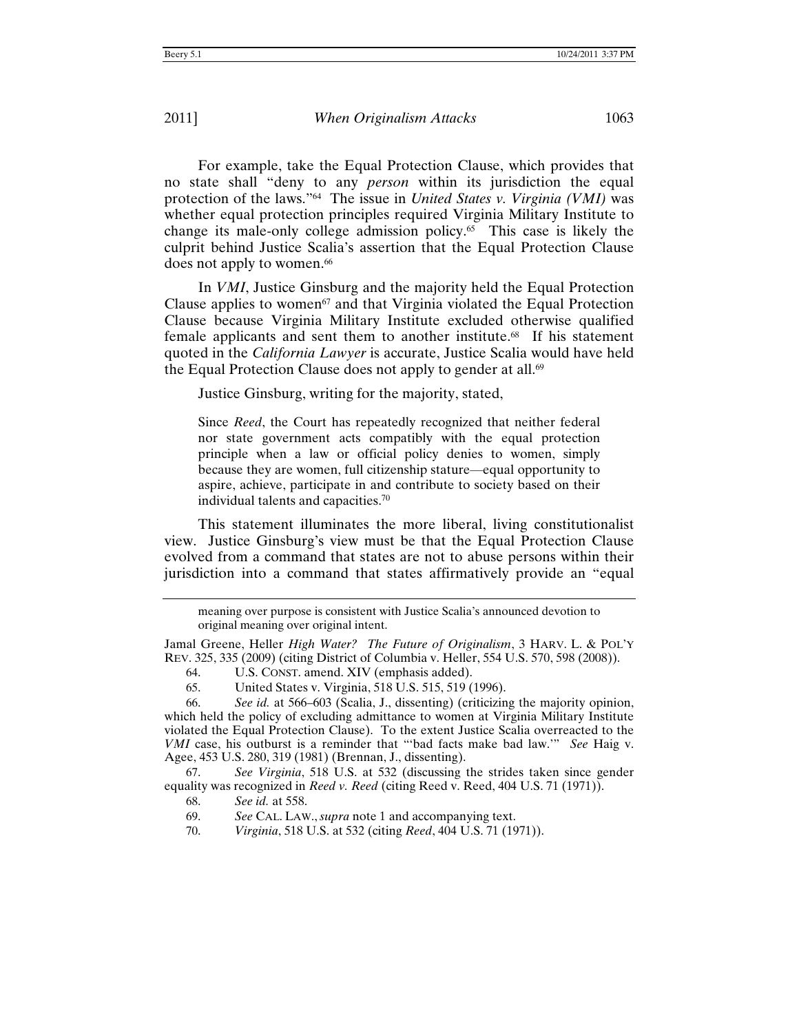For example, take the Equal Protection Clause, which provides that no state shall "deny to any *person* within its jurisdiction the equal protection of the laws."[64] The issue in *United States v. Virginia (VMI)* was whether equal protection principles required Virginia Military Institute to change its male-only college admission policy.[65] This case is likely the culprit behind Justice Scalia's assertion that the Equal Protection Clause does not apply to women.[66]

In *VMI*, Justice Ginsburg and the majority held the Equal Protection Clause applies to women[67] and that Virginia violated the Equal Protection Clause because Virginia Military Institute excluded otherwise qualified female applicants and sent them to another institute.[68] If his statement quoted in the *California Lawyer* is accurate, Justice Scalia would have held the Equal Protection Clause does not apply to gender at all.[69]

Justice Ginsburg, writing for the majority, stated,

> Since *Reed*, the Court has repeatedly recognized that neither federal nor state government acts compatibly with the equal protection principle when a law or official policy denies to women, simply because they are women, full citizenship stature—equal opportunity to aspire, achieve, participate in and contribute to society based on their individual talents and capacities.[70]

This statement illuminates the more liberal, living constitutionalist view. Justice Ginsburg's view must be that the Equal Protection Clause evolved from a command that states are not to abuse persons within their jurisdiction into a command that states affirmatively provide an "equal

---

meaning over purpose is consistent with Justice Scalia's announced devotion to original meaning over original intent.

Jamal Greene, Heller *High Water? The Future of Originalism*, 3 HARV. L. & POL'Y REV. 325, 335 (2009) (citing District of Columbia v. Heller, 554 U.S. 570, 598 (2008)).

64. U.S. CONST. amend. XIV (emphasis added).

65. United States v. Virginia, 518 U.S. 515, 519 (1996).

66. *See id.* at 566–603 (Scalia, J., dissenting) (criticizing the majority opinion, which held the policy of excluding admittance to women at Virginia Military Institute violated the Equal Protection Clause). To the extent Justice Scalia overreacted to the *VMI* case, his outburst is a reminder that "'bad facts make bad law.'" *See* Haig v. Agee, 453 U.S. 280, 319 (1981) (Brennan, J., dissenting).

67. *See Virginia*, 518 U.S. at 532 (discussing the strides taken since gender equality was recognized in *Reed v. Reed* (citing Reed v. Reed, 404 U.S. 71 (1971)).

68. *See id.* at 558.

69. *See* CAL. LAW., *supra* note 1 and accompanying text.

70. *Virginia*, 518 U.S. at 532 (citing *Reed*, 404 U.S. 71 (1971)).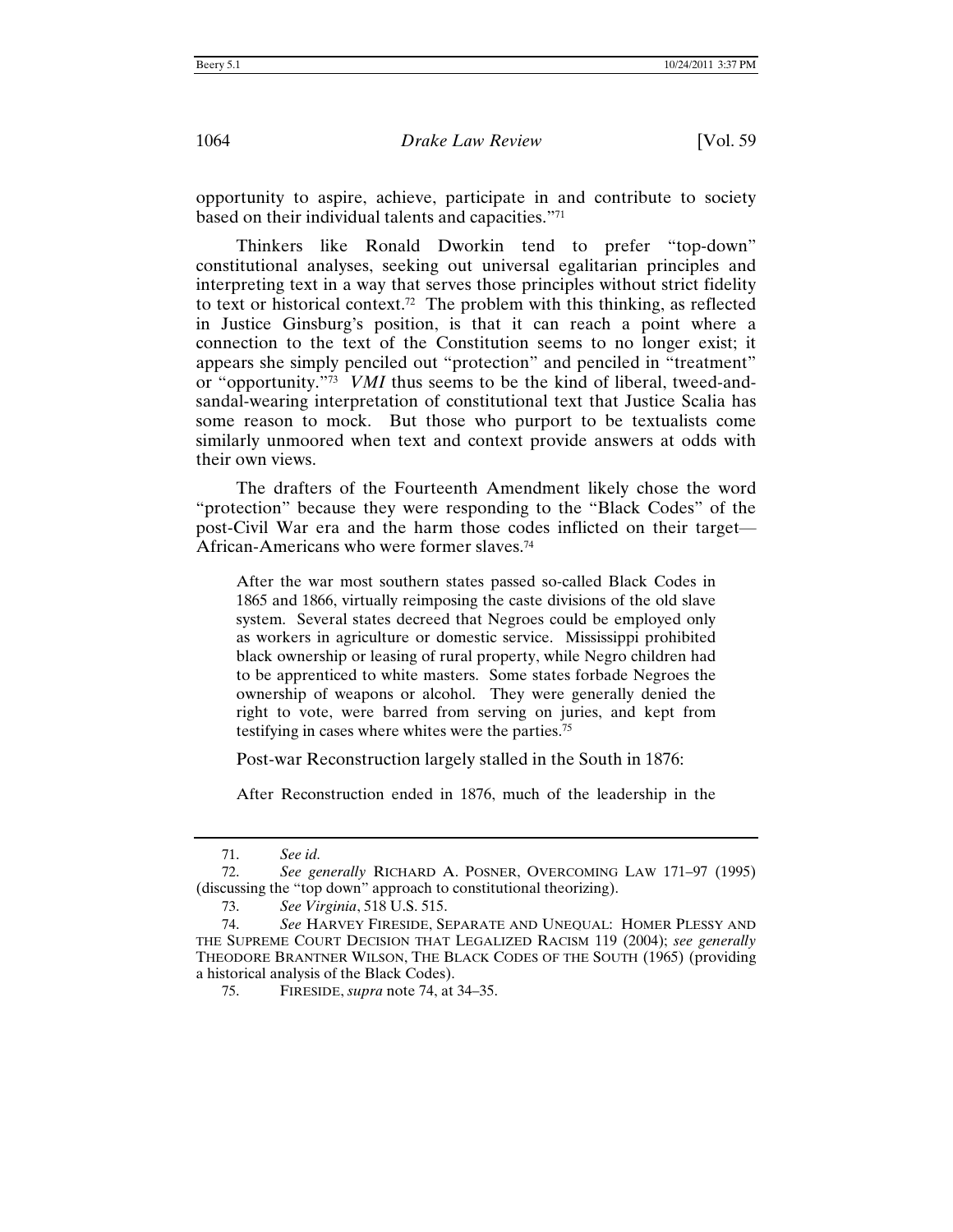opportunity to aspire, achieve, participate in and contribute to society based on their individual talents and capacities."[71]

Thinkers like Ronald Dworkin tend to prefer "top-down" constitutional analyses, seeking out universal egalitarian principles and interpreting text in a way that serves those principles without strict fidelity to text or historical context.[72] The problem with this thinking, as reflected in Justice Ginsburg's position, is that it can reach a point where a connection to the text of the Constitution seems to no longer exist; it appears she simply penciled out "protection" and penciled in "treatment" or "opportunity."[73] *VMI* thus seems to be the kind of liberal, tweed-and-sandal-wearing interpretation of constitutional text that Justice Scalia has some reason to mock. But those who purport to be textualists come similarly unmoored when text and context provide answers at odds with their own views.

The drafters of the Fourteenth Amendment likely chose the word "protection" because they were responding to the "Black Codes" of the post-Civil War era and the harm those codes inflicted on their target—African-Americans who were former slaves.[74]

> After the war most southern states passed so-called Black Codes in 1865 and 1866, virtually reimposing the caste divisions of the old slave system. Several states decreed that Negroes could be employed only as workers in agriculture or domestic service. Mississippi prohibited black ownership or leasing of rural property, while Negro children had to be apprenticed to white masters. Some states forbade Negroes the ownership of weapons or alcohol. They were generally denied the right to vote, were barred from serving on juries, and kept from testifying in cases where whites were the parties.[75]

Post-war Reconstruction largely stalled in the South in 1876:

> After Reconstruction ended in 1876, much of the leadership in the

---

71. *See id.*

72. *See generally* RICHARD A. POSNER, OVERCOMING LAW 171–97 (1995) (discussing the "top down" approach to constitutional theorizing).

73. *See Virginia*, 518 U.S. 515.

74. *See* HARVEY FIRESIDE, SEPARATE AND UNEQUAL: HOMER PLESSY AND THE SUPREME COURT DECISION THAT LEGALIZED RACISM 119 (2004); *see generally* THEODORE BRANTNER WILSON, THE BLACK CODES OF THE SOUTH (1965) (providing a historical analysis of the Black Codes).

75. FIRESIDE, *supra* note 74, at 34–35.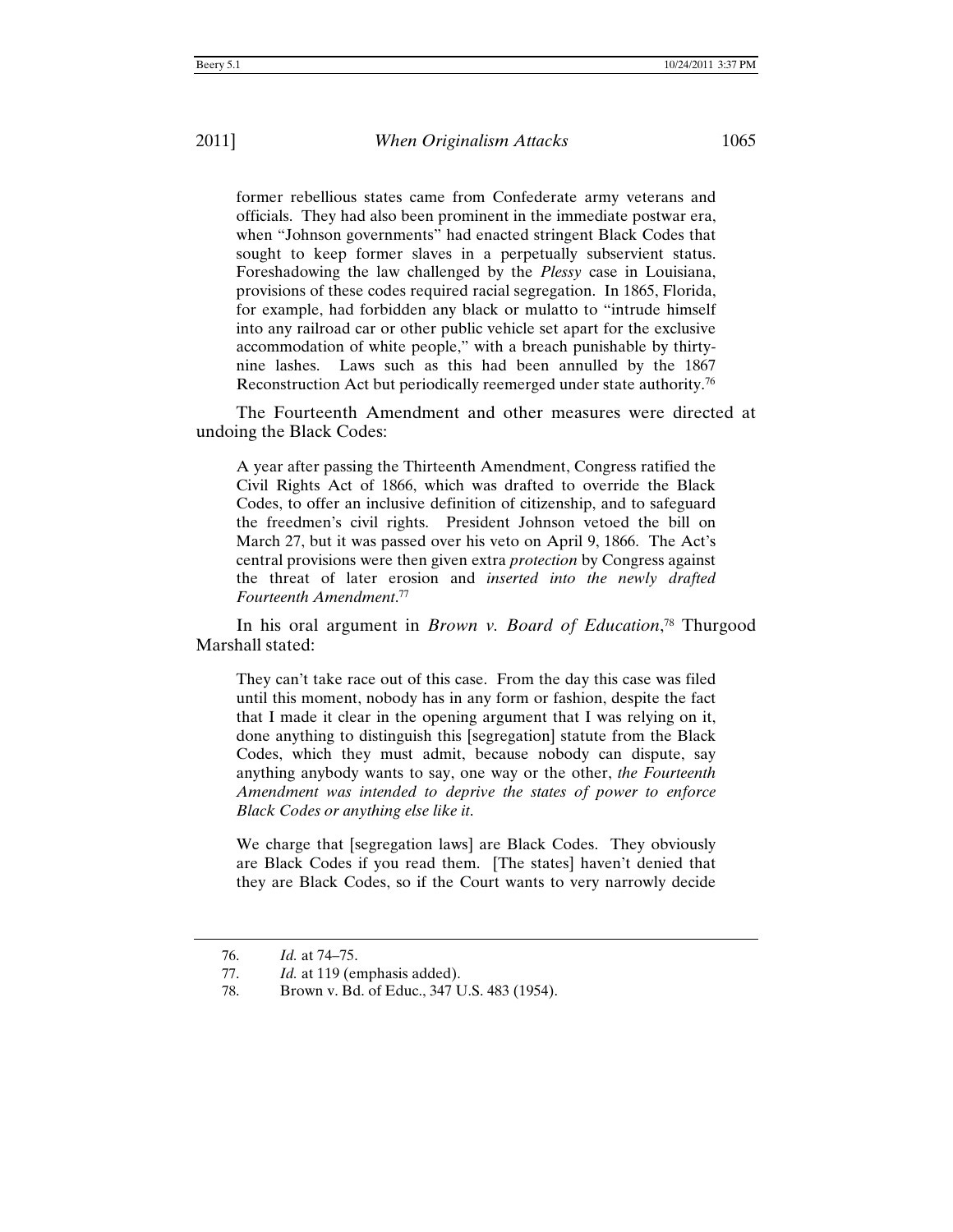> former rebellious states came from Confederate army veterans and officials. They had also been prominent in the immediate postwar era, when "Johnson governments" had enacted stringent Black Codes that sought to keep former slaves in a perpetually subservient status. Foreshadowing the law challenged by the *Plessy* case in Louisiana, provisions of these codes required racial segregation. In 1865, Florida, for example, had forbidden any black or mulatto to "intrude himself into any railroad car or other public vehicle set apart for the exclusive accommodation of white people," with a breach punishable by thirty-nine lashes. Laws such as this had been annulled by the 1867 Reconstruction Act but periodically reemerged under state authority.[76]

The Fourteenth Amendment and other measures were directed at undoing the Black Codes:

> A year after passing the Thirteenth Amendment, Congress ratified the Civil Rights Act of 1866, which was drafted to override the Black Codes, to offer an inclusive definition of citizenship, and to safeguard the freedmen's civil rights. President Johnson vetoed the bill on March 27, but it was passed over his veto on April 9, 1866. The Act's central provisions were then given extra *protection* by Congress against the threat of later erosion and *inserted into the newly drafted Fourteenth Amendment*.[77]

In his oral argument in *Brown v. Board of Education*,[78] Thurgood Marshall stated:

> They can't take race out of this case. From the day this case was filed until this moment, nobody has in any form or fashion, despite the fact that I made it clear in the opening argument that I was relying on it, done anything to distinguish this [segregation] statute from the Black Codes, which they must admit, because nobody can dispute, say anything anybody wants to say, one way or the other, *the Fourteenth Amendment was intended to deprive the states of power to enforce Black Codes or anything else like it*.
>
> We charge that [segregation laws] are Black Codes. They obviously are Black Codes if you read them. [The states] haven't denied that they are Black Codes, so if the Court wants to very narrowly decide

---

76. *Id.* at 74–75.

77. *Id.* at 119 (emphasis added).

78. Brown v. Bd. of Educ., 347 U.S. 483 (1954).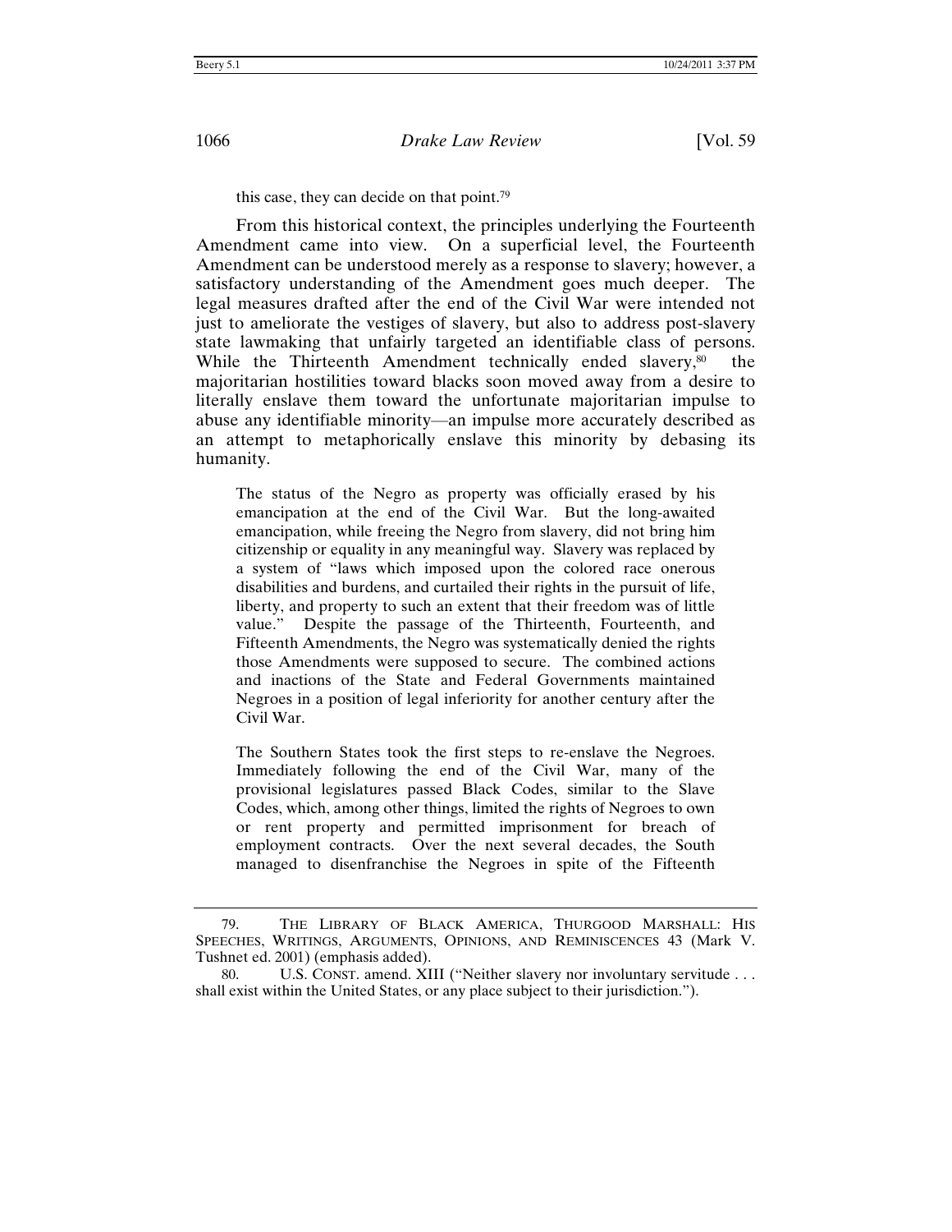this case, they can decide on that point.[79]

From this historical context, the principles underlying the Fourteenth Amendment came into view. On a superficial level, the Fourteenth Amendment can be understood merely as a response to slavery; however, a satisfactory understanding of the Amendment goes much deeper. The legal measures drafted after the end of the Civil War were intended not just to ameliorate the vestiges of slavery, but also to address post-slavery state lawmaking that unfairly targeted an identifiable class of persons. While the Thirteenth Amendment technically ended slavery,[80] the majoritarian hostilities toward blacks soon moved away from a desire to literally enslave them toward the unfortunate majoritarian impulse to abuse any identifiable minority—an impulse more accurately described as an attempt to metaphorically enslave this minority by debasing its humanity.

> The status of the Negro as property was officially erased by his emancipation at the end of the Civil War. But the long-awaited emancipation, while freeing the Negro from slavery, did not bring him citizenship or equality in any meaningful way. Slavery was replaced by a system of "laws which imposed upon the colored race onerous disabilities and burdens, and curtailed their rights in the pursuit of life, liberty, and property to such an extent that their freedom was of little value." Despite the passage of the Thirteenth, Fourteenth, and Fifteenth Amendments, the Negro was systematically denied the rights those Amendments were supposed to secure. The combined actions and inactions of the State and Federal Governments maintained Negroes in a position of legal inferiority for another century after the Civil War.
>
> The Southern States took the first steps to re-enslave the Negroes. Immediately following the end of the Civil War, many of the provisional legislatures passed Black Codes, similar to the Slave Codes, which, among other things, limited the rights of Negroes to own or rent property and permitted imprisonment for breach of employment contracts. Over the next several decades, the South managed to disenfranchise the Negroes in spite of the Fifteenth

---

79. THE LIBRARY OF BLACK AMERICA, THURGOOD MARSHALL: HIS SPEECHES, WRITINGS, ARGUMENTS, OPINIONS, AND REMINISCENCES 43 (Mark V. Tushnet ed. 2001) (emphasis added).

80. U.S. CONST. amend. XIII ("Neither slavery nor involuntary servitude . . . shall exist within the United States, or any place subject to their jurisdiction.").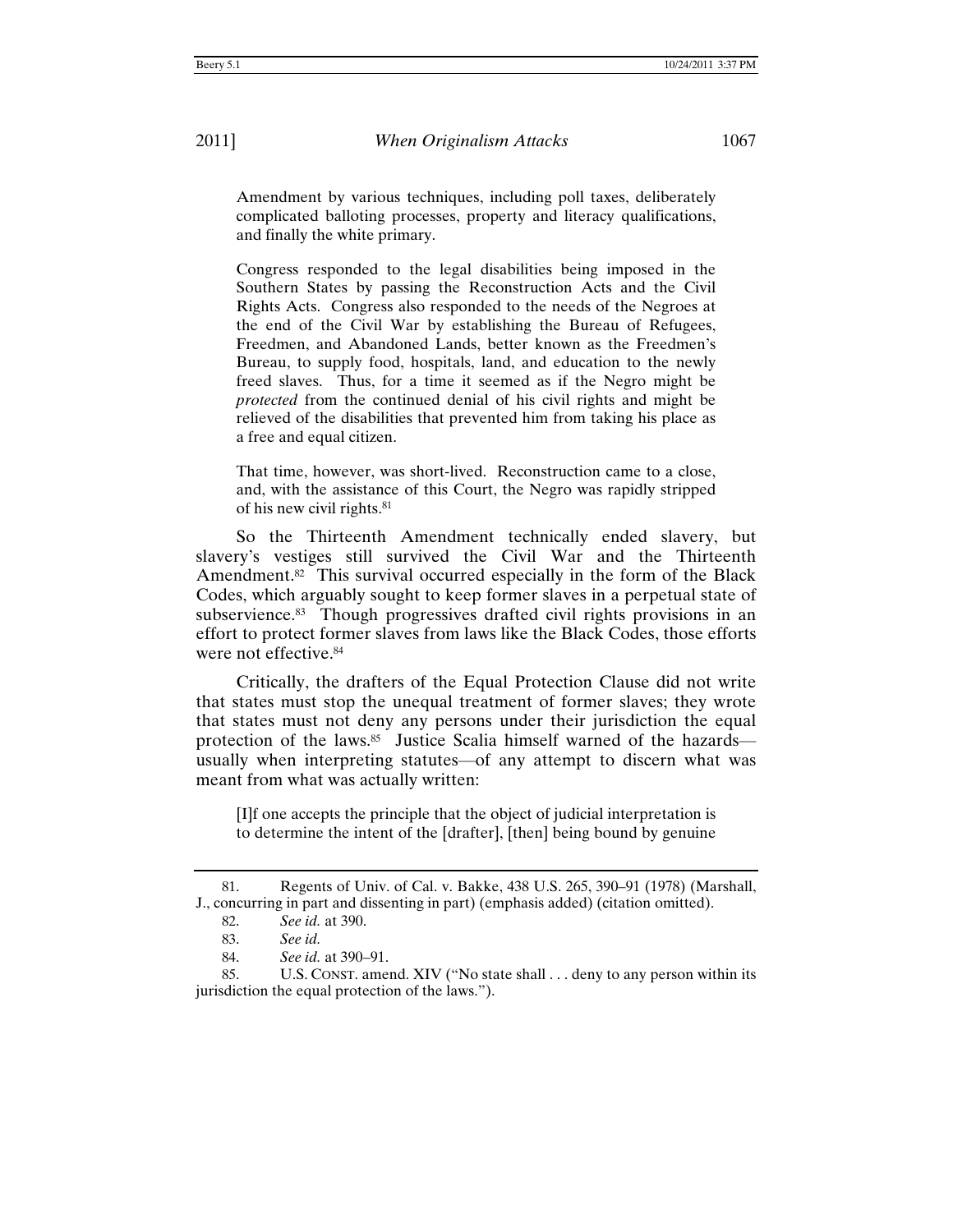> Amendment by various techniques, including poll taxes, deliberately complicated balloting processes, property and literacy qualifications, and finally the white primary.
>
> Congress responded to the legal disabilities being imposed in the Southern States by passing the Reconstruction Acts and the Civil Rights Acts. Congress also responded to the needs of the Negroes at the end of the Civil War by establishing the Bureau of Refugees, Freedmen, and Abandoned Lands, better known as the Freedmen's Bureau, to supply food, hospitals, land, and education to the newly freed slaves. Thus, for a time it seemed as if the Negro might be *protected* from the continued denial of his civil rights and might be relieved of the disabilities that prevented him from taking his place as a free and equal citizen.
>
> That time, however, was short-lived. Reconstruction came to a close, and, with the assistance of this Court, the Negro was rapidly stripped of his new civil rights.[81]

So the Thirteenth Amendment technically ended slavery, but slavery's vestiges still survived the Civil War and the Thirteenth Amendment.[82] This survival occurred especially in the form of the Black Codes, which arguably sought to keep former slaves in a perpetual state of subservience.[83] Though progressives drafted civil rights provisions in an effort to protect former slaves from laws like the Black Codes, those efforts were not effective.[84]

Critically, the drafters of the Equal Protection Clause did not write that states must stop the unequal treatment of former slaves; they wrote that states must not deny any persons under their jurisdiction the equal protection of the laws.[85] Justice Scalia himself warned of the hazards—usually when interpreting statutes—of any attempt to discern what was meant from what was actually written:

> [I]f one accepts the principle that the object of judicial interpretation is to determine the intent of the [drafter], [then] being bound by genuine

---

81. Regents of Univ. of Cal. v. Bakke, 438 U.S. 265, 390–91 (1978) (Marshall, J., concurring in part and dissenting in part) (emphasis added) (citation omitted).

82. *See id.* at 390.

83. *See id.*

84. *See id.* at 390–91.

85. U.S. CONST. amend. XIV ("No state shall . . . deny to any person within its jurisdiction the equal protection of the laws.").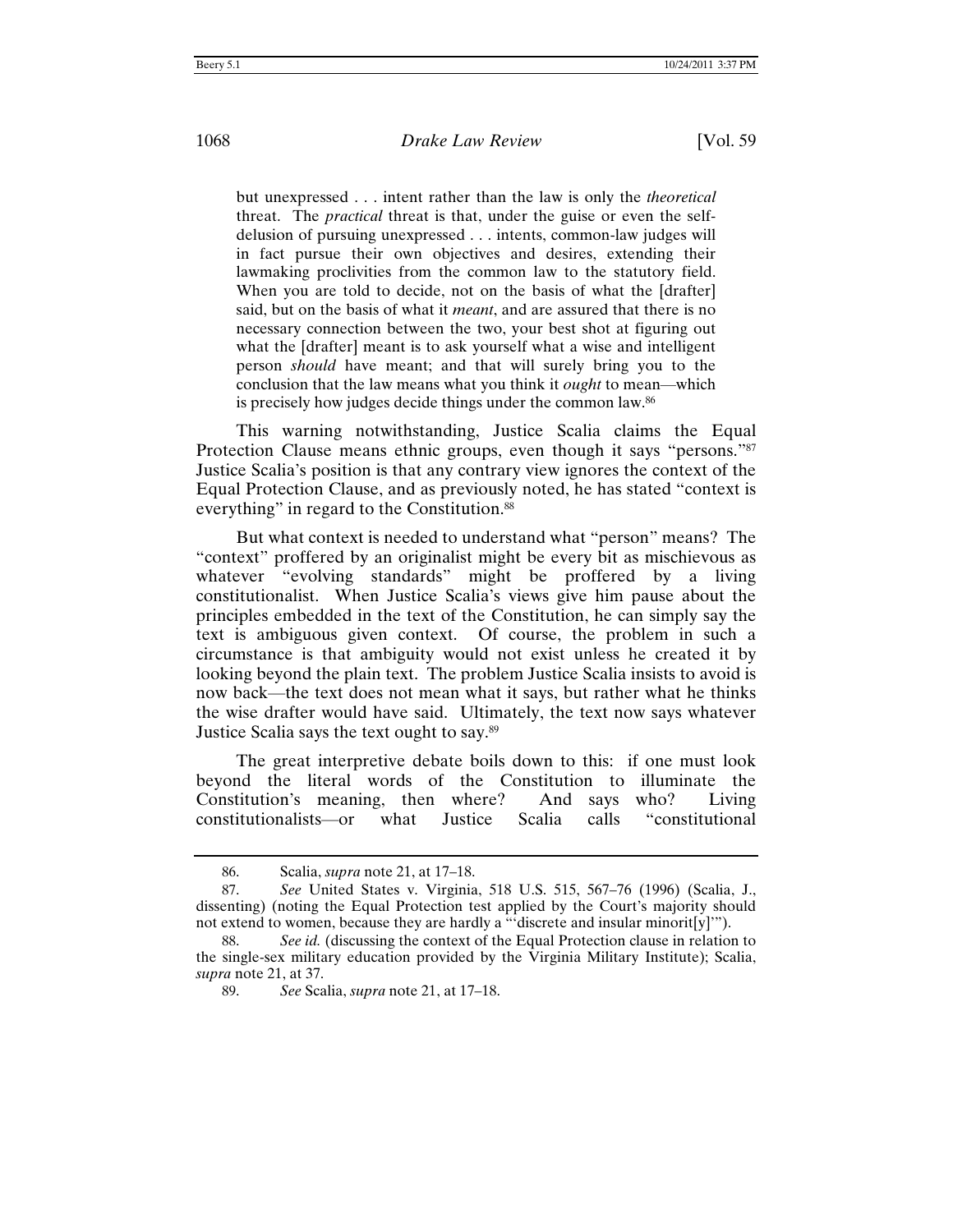> but unexpressed . . . intent rather than the law is only the *theoretical* threat. The *practical* threat is that, under the guise or even the self-delusion of pursuing unexpressed . . . intents, common-law judges will in fact pursue their own objectives and desires, extending their lawmaking proclivities from the common law to the statutory field. When you are told to decide, not on the basis of what the [drafter] said, but on the basis of what it *meant*, and are assured that there is no necessary connection between the two, your best shot at figuring out what the [drafter] meant is to ask yourself what a wise and intelligent person *should* have meant; and that will surely bring you to the conclusion that the law means what you think it *ought* to mean—which is precisely how judges decide things under the common law.[86]

This warning notwithstanding, Justice Scalia claims the Equal Protection Clause means ethnic groups, even though it says "persons."[87] Justice Scalia's position is that any contrary view ignores the context of the Equal Protection Clause, and as previously noted, he has stated "context is everything" in regard to the Constitution.[88]

But what context is needed to understand what "person" means? The "context" proffered by an originalist might be every bit as mischievous as whatever "evolving standards" might be proffered by a living constitutionalist. When Justice Scalia's views give him pause about the principles embedded in the text of the Constitution, he can simply say the text is ambiguous given context. Of course, the problem in such a circumstance is that ambiguity would not exist unless he created it by looking beyond the plain text. The problem Justice Scalia insists to avoid is now back—the text does not mean what it says, but rather what he thinks the wise drafter would have said. Ultimately, the text now says whatever Justice Scalia says the text ought to say.[89]

The great interpretive debate boils down to this: if one must look beyond the literal words of the Constitution to illuminate the Constitution's meaning, then where? And says who? Living constitutionalists—or what Justice Scalia calls "constitutional

---

86. Scalia, *supra* note 21, at 17–18.

87. *See* United States v. Virginia, 518 U.S. 515, 567–76 (1996) (Scalia, J., dissenting) (noting the Equal Protection test applied by the Court's majority should not extend to women, because they are hardly a "'discrete and insular minorit[y]'").

88. *See id.* (discussing the context of the Equal Protection clause in relation to the single-sex military education provided by the Virginia Military Institute); Scalia, *supra* note 21, at 37.

89. *See* Scalia, *supra* note 21, at 17–18.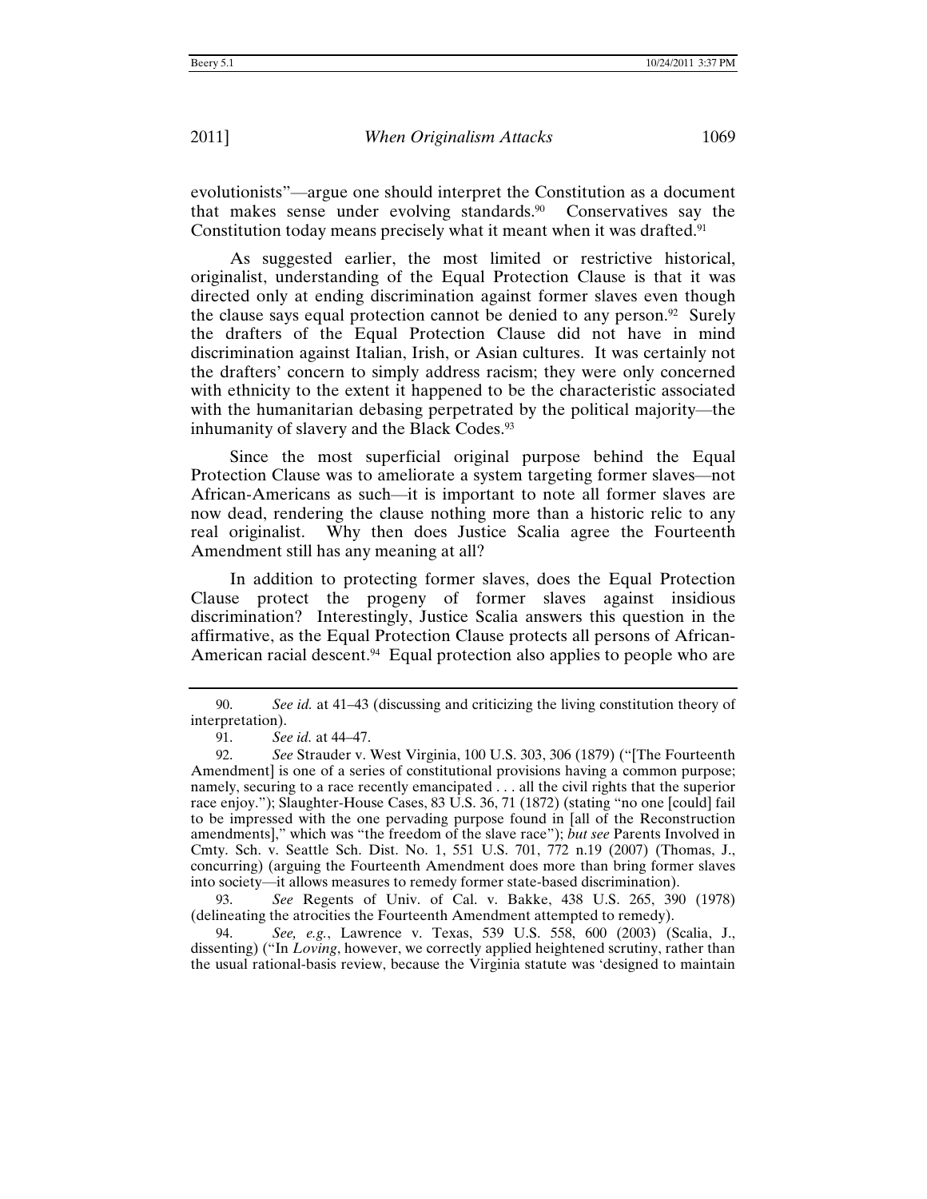evolutionists"—argue one should interpret the Constitution as a document that makes sense under evolving standards.[90] Conservatives say the Constitution today means precisely what it meant when it was drafted.[91]

As suggested earlier, the most limited or restrictive historical, originalist, understanding of the Equal Protection Clause is that it was directed only at ending discrimination against former slaves even though the clause says equal protection cannot be denied to any person.[92] Surely the drafters of the Equal Protection Clause did not have in mind discrimination against Italian, Irish, or Asian cultures. It was certainly not the drafters' concern to simply address racism; they were only concerned with ethnicity to the extent it happened to be the characteristic associated with the humanitarian debasing perpetrated by the political majority—the inhumanity of slavery and the Black Codes.[93]

Since the most superficial original purpose behind the Equal Protection Clause was to ameliorate a system targeting former slaves—not African-Americans as such—it is important to note all former slaves are now dead, rendering the clause nothing more than a historic relic to any real originalist. Why then does Justice Scalia agree the Fourteenth Amendment still has any meaning at all?

In addition to protecting former slaves, does the Equal Protection Clause protect the progeny of former slaves against insidious discrimination? Interestingly, Justice Scalia answers this question in the affirmative, as the Equal Protection Clause protects all persons of African-American racial descent.[94] Equal protection also applies to people who are

---

90. *See id.* at 41–43 (discussing and criticizing the living constitution theory of interpretation).

91. *See id.* at 44–47.

92. *See* Strauder v. West Virginia, 100 U.S. 303, 306 (1879) ("[The Fourteenth Amendment] is one of a series of constitutional provisions having a common purpose; namely, securing to a race recently emancipated . . . all the civil rights that the superior race enjoy."); Slaughter-House Cases, 83 U.S. 36, 71 (1872) (stating "no one [could] fail to be impressed with the one pervading purpose found in [all of the Reconstruction amendments]," which was "the freedom of the slave race"); *but see* Parents Involved in Cmty. Sch. v. Seattle Sch. Dist. No. 1, 551 U.S. 701, 772 n.19 (2007) (Thomas, J., concurring) (arguing the Fourteenth Amendment does more than bring former slaves into society—it allows measures to remedy former state-based discrimination).

93. *See* Regents of Univ. of Cal. v. Bakke, 438 U.S. 265, 390 (1978) (delineating the atrocities the Fourteenth Amendment attempted to remedy).

94. *See, e.g.*, Lawrence v. Texas, 539 U.S. 558, 600 (2003) (Scalia, J., dissenting) ("In *Loving*, however, we correctly applied heightened scrutiny, rather than the usual rational-basis review, because the Virginia statute was 'designed to maintain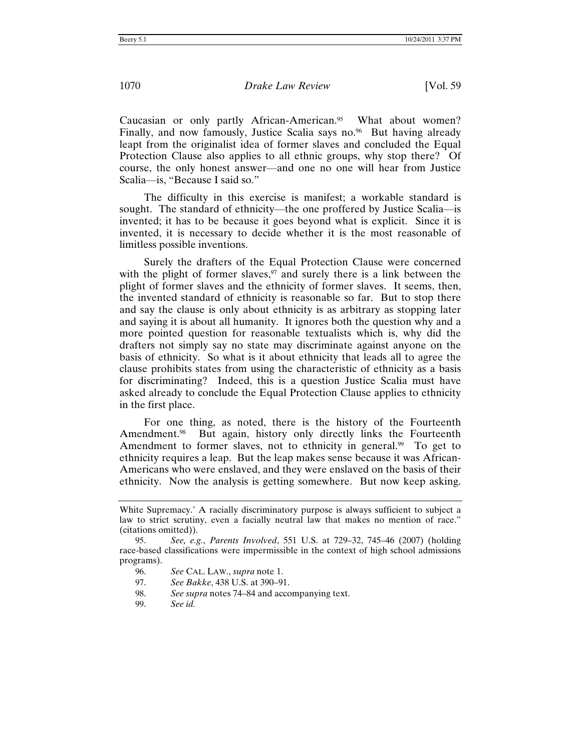Caucasian or only partly African-American.[95] What about women? Finally, and now famously, Justice Scalia says no.[96] But having already leapt from the originalist idea of former slaves and concluded the Equal Protection Clause also applies to all ethnic groups, why stop there? Of course, the only honest answer—and one no one will hear from Justice Scalia—is, "Because I said so."

The difficulty in this exercise is manifest; a workable standard is sought. The standard of ethnicity—the one proffered by Justice Scalia—is invented; it has to be because it goes beyond what is explicit. Since it is invented, it is necessary to decide whether it is the most reasonable of limitless possible inventions.

Surely the drafters of the Equal Protection Clause were concerned with the plight of former slaves,[97] and surely there is a link between the plight of former slaves and the ethnicity of former slaves. It seems, then, the invented standard of ethnicity is reasonable so far. But to stop there and say the clause is only about ethnicity is as arbitrary as stopping later and saying it is about all humanity. It ignores both the question why and a more pointed question for reasonable textualists which is, why did the drafters not simply say no state may discriminate against anyone on the basis of ethnicity. So what is it about ethnicity that leads all to agree the clause prohibits states from using the characteristic of ethnicity as a basis for discriminating? Indeed, this is a question Justice Scalia must have asked already to conclude the Equal Protection Clause applies to ethnicity in the first place.

For one thing, as noted, there is the history of the Fourteenth Amendment.[98] But again, history only directly links the Fourteenth Amendment to former slaves, not to ethnicity in general.[99] To get to ethnicity requires a leap. But the leap makes sense because it was African-Americans who were enslaved, and they were enslaved on the basis of their ethnicity. Now the analysis is getting somewhere. But now keep asking.

---

White Supremacy.' A racially discriminatory purpose is always sufficient to subject a law to strict scrutiny, even a facially neutral law that makes no mention of race." (citations omitted)).

95. *See, e.g.*, *Parents Involved*, 551 U.S. at 729–32, 745–46 (2007) (holding race-based classifications were impermissible in the context of high school admissions programs).

96. *See* CAL. LAW., *supra* note 1.

97. *See Bakke*, 438 U.S. at 390–91.

98. *See supra* notes 74–84 and accompanying text.

99. *See id.*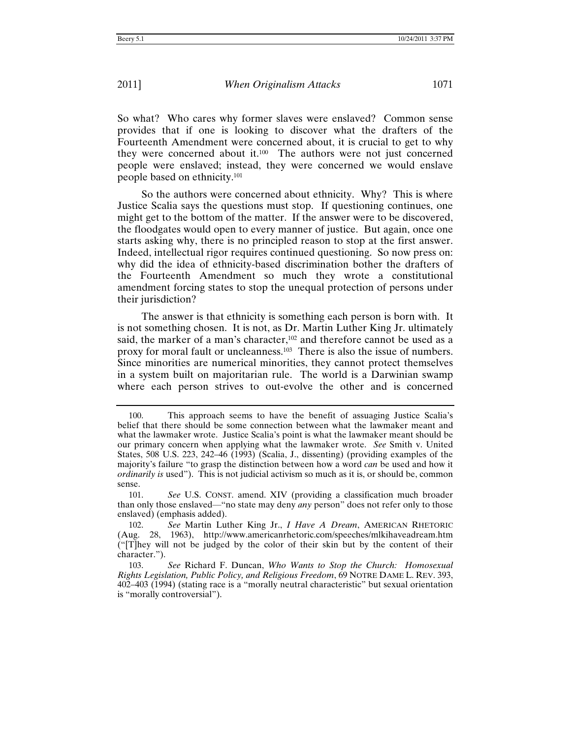So what? Who cares why former slaves were enslaved? Common sense provides that if one is looking to discover what the drafters of the Fourteenth Amendment were concerned about, it is crucial to get to why they were concerned about it.[100] The authors were not just concerned people were enslaved; instead, they were concerned we would enslave people based on ethnicity.[101]

So the authors were concerned about ethnicity. Why? This is where Justice Scalia says the questions must stop. If questioning continues, one might get to the bottom of the matter. If the answer were to be discovered, the floodgates would open to every manner of justice. But again, once one starts asking why, there is no principled reason to stop at the first answer. Indeed, intellectual rigor requires continued questioning. So now press on: why did the idea of ethnicity-based discrimination bother the drafters of the Fourteenth Amendment so much they wrote a constitutional amendment forcing states to stop the unequal protection of persons under their jurisdiction?

The answer is that ethnicity is something each person is born with. It is not something chosen. It is not, as Dr. Martin Luther King Jr. ultimately said, the marker of a man's character,[102] and therefore cannot be used as a proxy for moral fault or uncleanness.[103] There is also the issue of numbers. Since minorities are numerical minorities, they cannot protect themselves in a system built on majoritarian rule. The world is a Darwinian swamp where each person strives to out-evolve the other and is concerned

---

100. This approach seems to have the benefit of assuaging Justice Scalia's belief that there should be some connection between what the lawmaker meant and what the lawmaker wrote. Justice Scalia's point is what the lawmaker meant should be our primary concern when applying what the lawmaker wrote. *See* Smith v. United States, 508 U.S. 223, 242–46 (1993) (Scalia, J., dissenting) (providing examples of the majority's failure "to grasp the distinction between how a word *can* be used and how it *ordinarily is* used"). This is not judicial activism so much as it is, or should be, common sense.

101. *See* U.S. CONST. amend. XIV (providing a classification much broader than only those enslaved—"no state may deny *any* person" does not refer only to those enslaved) (emphasis added).

102. *See* Martin Luther King Jr., *I Have A Dream*, AMERICAN RHETORIC (Aug. 28, 1963), http://www.americanrhetoric.com/speeches/mlkihaveadream.htm ("[T]hey will not be judged by the color of their skin but by the content of their character.").

103. *See* Richard F. Duncan, *Who Wants to Stop the Church: Homosexual Rights Legislation, Public Policy, and Religious Freedom*, 69 NOTRE DAME L. REV. 393, 402–403 (1994) (stating race is a "morally neutral characteristic" but sexual orientation is "morally controversial").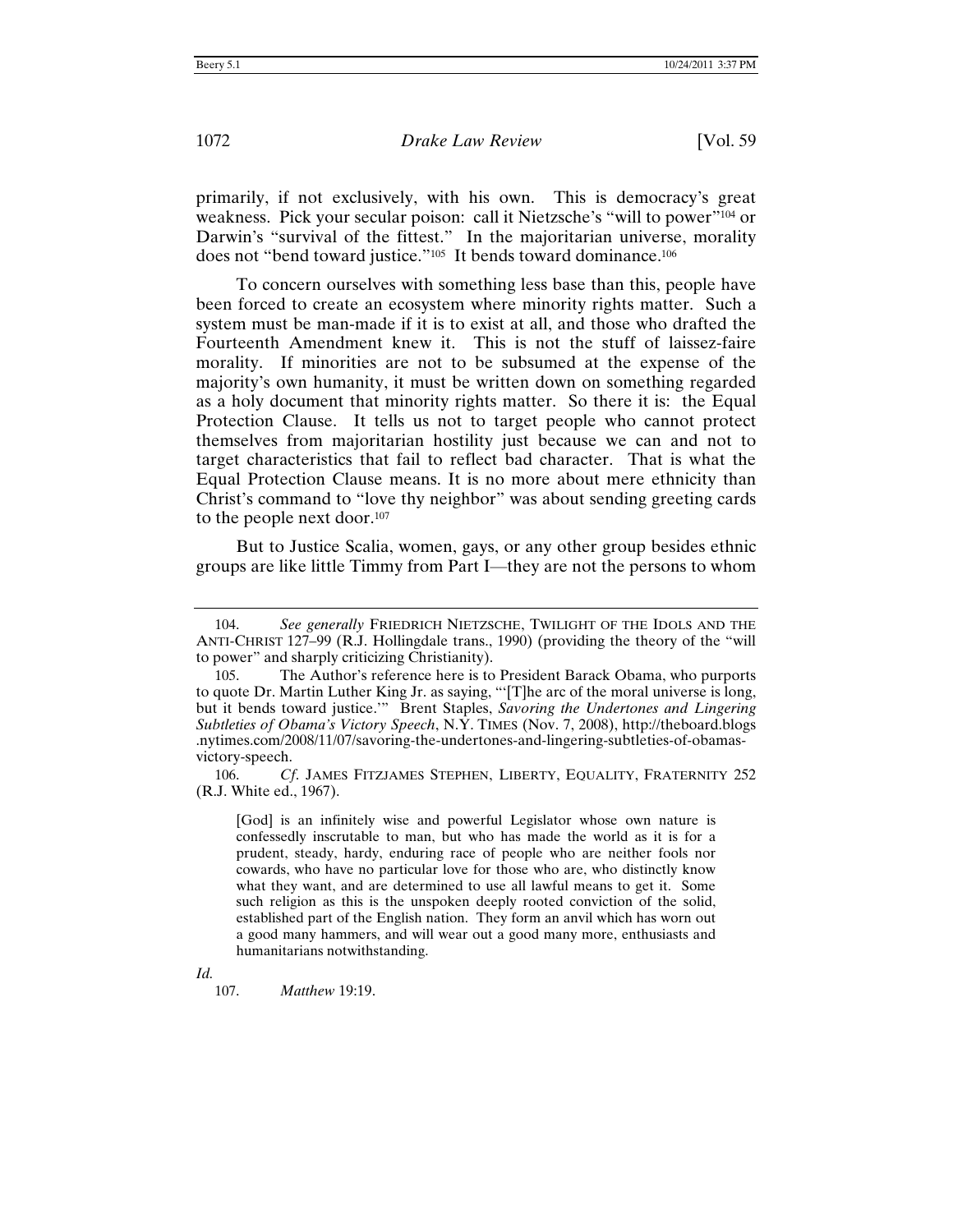primarily, if not exclusively, with his own. This is democracy's great weakness. Pick your secular poison: call it Nietzsche's "will to power"[104] or Darwin's "survival of the fittest." In the majoritarian universe, morality does not "bend toward justice."[105] It bends toward dominance.[106]

To concern ourselves with something less base than this, people have been forced to create an ecosystem where minority rights matter. Such a system must be man-made if it is to exist at all, and those who drafted the Fourteenth Amendment knew it. This is not the stuff of laissez-faire morality. If minorities are not to be subsumed at the expense of the majority's own humanity, it must be written down on something regarded as a holy document that minority rights matter. So there it is: the Equal Protection Clause. It tells us not to target people who cannot protect themselves from majoritarian hostility just because we can and not to target characteristics that fail to reflect bad character. That is what the Equal Protection Clause means. It is no more about mere ethnicity than Christ's command to "love thy neighbor" was about sending greeting cards to the people next door.[107]

But to Justice Scalia, women, gays, or any other group besides ethnic groups are like little Timmy from Part I—they are not the persons to whom

---

104. *See generally* FRIEDRICH NIETZSCHE, TWILIGHT OF THE IDOLS AND THE ANTI-CHRIST 127–99 (R.J. Hollingdale trans., 1990) (providing the theory of the "will to power" and sharply criticizing Christianity).

105. The Author's reference here is to President Barack Obama, who purports to quote Dr. Martin Luther King Jr. as saying, "'[T]he arc of the moral universe is long, but it bends toward justice.'" Brent Staples, *Savoring the Undertones and Lingering Subtleties of Obama's Victory Speech*, N.Y. TIMES (Nov. 7, 2008), http://theboard.blogs.nytimes.com/2008/11/07/savoring-the-undertones-and-lingering-subtleties-of-obamas-victory-speech.

106. *Cf.* JAMES FITZJAMES STEPHEN, LIBERTY, EQUALITY, FRATERNITY 252 (R.J. White ed., 1967).

> [God] is an infinitely wise and powerful Legislator whose own nature is confessedly inscrutable to man, but who has made the world as it is for a prudent, steady, hardy, enduring race of people who are neither fools nor cowards, who have no particular love for those who are, who distinctly know what they want, and are determined to use all lawful means to get it. Some such religion as this is the unspoken deeply rooted conviction of the solid, established part of the English nation. They form an anvil which has worn out a good many hammers, and will wear out a good many more, enthusiasts and humanitarians notwithstanding.

*Id.*

107. *Matthew* 19:19.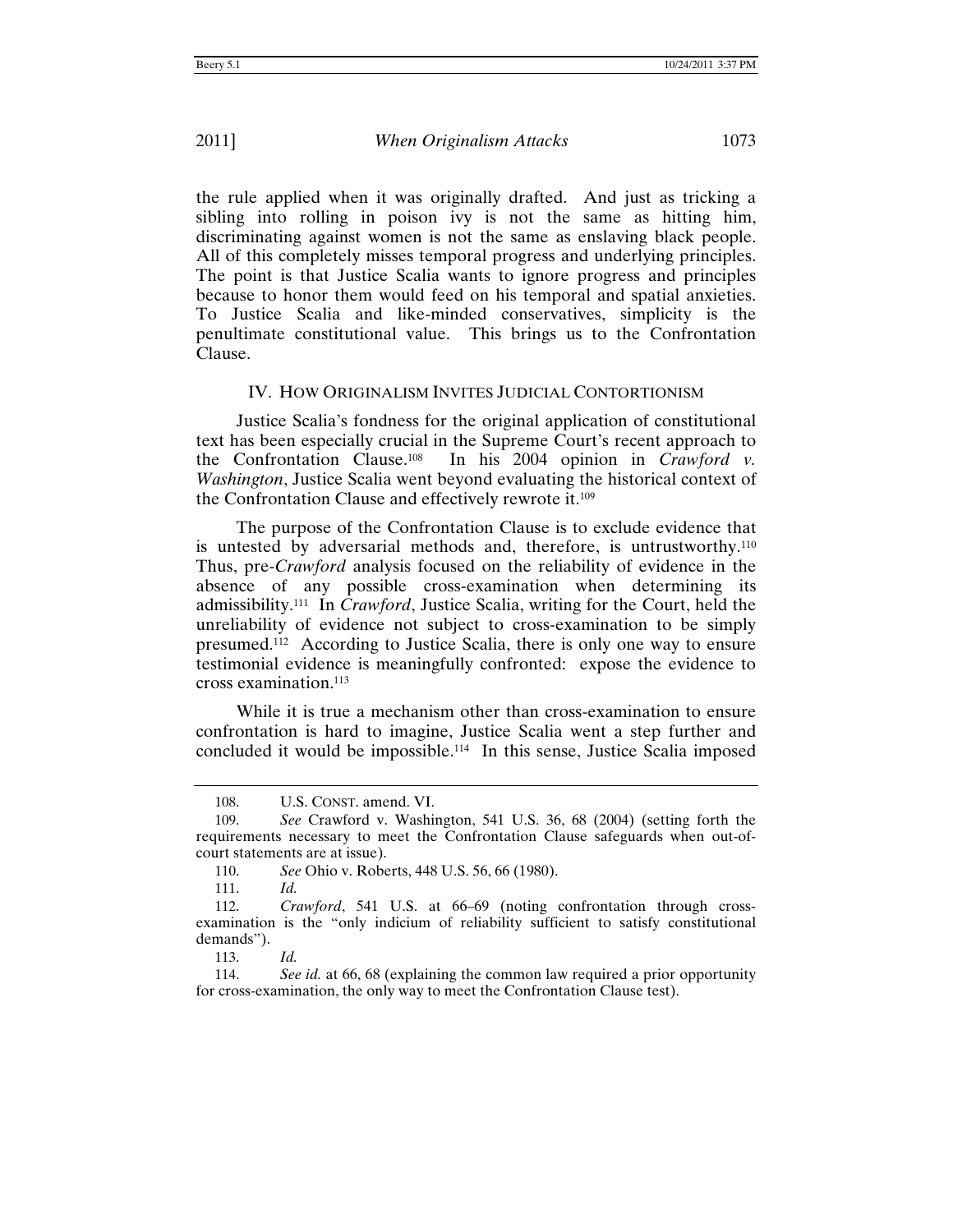the rule applied when it was originally drafted. And just as tricking a sibling into rolling in poison ivy is not the same as hitting him, discriminating against women is not the same as enslaving black people. All of this completely misses temporal progress and underlying principles. The point is that Justice Scalia wants to ignore progress and principles because to honor them would feed on his temporal and spatial anxieties. To Justice Scalia and like-minded conservatives, simplicity is the penultimate constitutional value. This brings us to the Confrontation Clause.

## IV. HOW ORIGINALISM INVITES JUDICIAL CONTORTIONISM

Justice Scalia's fondness for the original application of constitutional text has been especially crucial in the Supreme Court's recent approach to the Confrontation Clause.[108] In his 2004 opinion in *Crawford v. Washington*, Justice Scalia went beyond evaluating the historical context of the Confrontation Clause and effectively rewrote it.[109]

The purpose of the Confrontation Clause is to exclude evidence that is untested by adversarial methods and, therefore, is untrustworthy.[110] Thus, pre-*Crawford* analysis focused on the reliability of evidence in the absence of any possible cross-examination when determining its admissibility.[111] In *Crawford*, Justice Scalia, writing for the Court, held the unreliability of evidence not subject to cross-examination to be simply presumed.[112] According to Justice Scalia, there is only one way to ensure testimonial evidence is meaningfully confronted: expose the evidence to cross examination.[113]

While it is true a mechanism other than cross-examination to ensure confrontation is hard to imagine, Justice Scalia went a step further and concluded it would be impossible.[114] In this sense, Justice Scalia imposed

---

108. U.S. CONST. amend. VI.

109. *See* Crawford v. Washington, 541 U.S. 36, 68 (2004) (setting forth the requirements necessary to meet the Confrontation Clause safeguards when out-of-court statements are at issue).

110. *See* Ohio v. Roberts, 448 U.S. 56, 66 (1980).

111. *Id.*

112. *Crawford*, 541 U.S. at 66–69 (noting confrontation through cross-examination is the "only indicium of reliability sufficient to satisfy constitutional demands").

113. *Id.*

114. *See id.* at 66, 68 (explaining the common law required a prior opportunity for cross-examination, the only way to meet the Confrontation Clause test).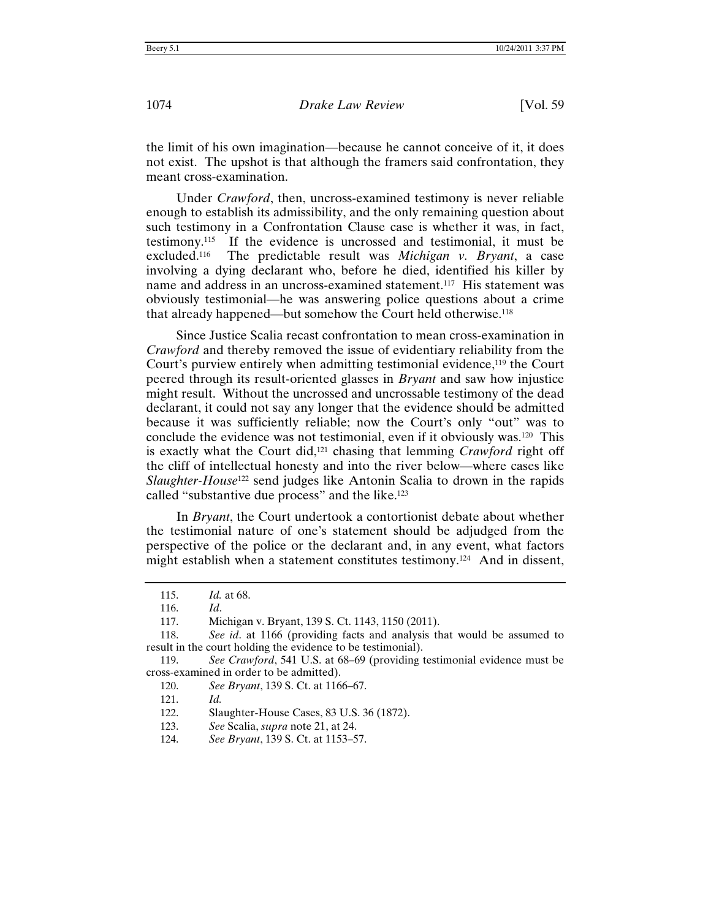the limit of his own imagination—because he cannot conceive of it, it does not exist. The upshot is that although the framers said confrontation, they meant cross-examination.

Under *Crawford*, then, uncross-examined testimony is never reliable enough to establish its admissibility, and the only remaining question about such testimony in a Confrontation Clause case is whether it was, in fact, testimony.[115] If the evidence is uncrossed and testimonial, it must be excluded.[116] The predictable result was *Michigan v. Bryant*, a case involving a dying declarant who, before he died, identified his killer by name and address in an uncross-examined statement.[117] His statement was obviously testimonial—he was answering police questions about a crime that already happened—but somehow the Court held otherwise.[118]

Since Justice Scalia recast confrontation to mean cross-examination in *Crawford* and thereby removed the issue of evidentiary reliability from the Court's purview entirely when admitting testimonial evidence,[119] the Court peered through its result-oriented glasses in *Bryant* and saw how injustice might result. Without the uncrossed and uncrossable testimony of the dead declarant, it could not say any longer that the evidence should be admitted because it was sufficiently reliable; now the Court's only "out" was to conclude the evidence was not testimonial, even if it obviously was.[120] This is exactly what the Court did,[121] chasing that lemming *Crawford* right off the cliff of intellectual honesty and into the river below—where cases like *Slaughter-House*[122] send judges like Antonin Scalia to drown in the rapids called "substantive due process" and the like.[123]

In *Bryant*, the Court undertook a contortionist debate about whether the testimonial nature of one's statement should be adjudged from the perspective of the police or the declarant and, in any event, what factors might establish when a statement constitutes testimony.[124] And in dissent,

---

115. *Id.* at 68.

116. *Id*.

117. Michigan v. Bryant, 139 S. Ct. 1143, 1150 (2011).

118. *See id*. at 1166 (providing facts and analysis that would be assumed to result in the court holding the evidence to be testimonial).

119. *See Crawford*, 541 U.S. at 68–69 (providing testimonial evidence must be cross-examined in order to be admitted).

120. *See Bryant*, 139 S. Ct. at 1166–67.

121. *Id.*

122. Slaughter-House Cases, 83 U.S. 36 (1872).

123. *See* Scalia, *supra* note 21, at 24.

124. *See Bryant*, 139 S. Ct. at 1153–57.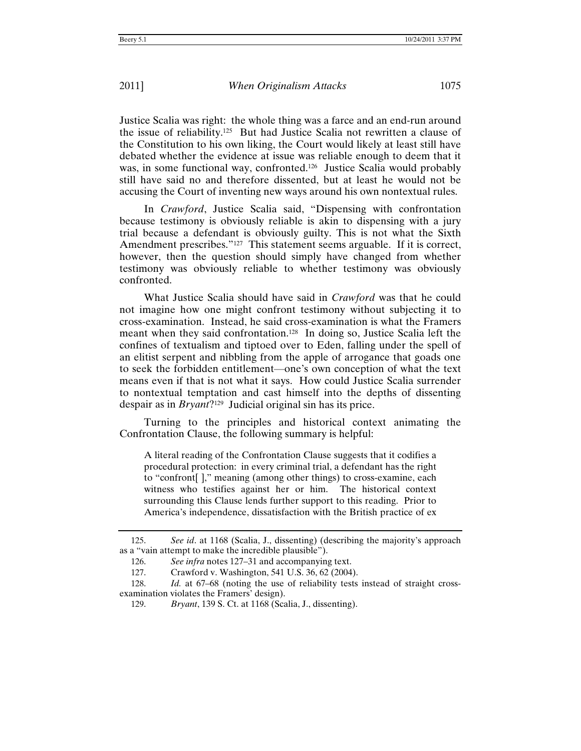Justice Scalia was right: the whole thing was a farce and an end-run around the issue of reliability.[125] But had Justice Scalia not rewritten a clause of the Constitution to his own liking, the Court would likely at least still have debated whether the evidence at issue was reliable enough to deem that it was, in some functional way, confronted.[126] Justice Scalia would probably still have said no and therefore dissented, but at least he would not be accusing the Court of inventing new ways around his own nontextual rules.

In *Crawford*, Justice Scalia said, "Dispensing with confrontation because testimony is obviously reliable is akin to dispensing with a jury trial because a defendant is obviously guilty. This is not what the Sixth Amendment prescribes."[127] This statement seems arguable. If it is correct, however, then the question should simply have changed from whether testimony was obviously reliable to whether testimony was obviously confronted.

What Justice Scalia should have said in *Crawford* was that he could not imagine how one might confront testimony without subjecting it to cross-examination. Instead, he said cross-examination is what the Framers meant when they said confrontation.[128] In doing so, Justice Scalia left the confines of textualism and tiptoed over to Eden, falling under the spell of an elitist serpent and nibbling from the apple of arrogance that goads one to seek the forbidden entitlement—one's own conception of what the text means even if that is not what it says. How could Justice Scalia surrender to nontextual temptation and cast himself into the depths of dissenting despair as in *Bryant*?[129] Judicial original sin has its price.

Turning to the principles and historical context animating the Confrontation Clause, the following summary is helpful:

> A literal reading of the Confrontation Clause suggests that it codifies a procedural protection: in every criminal trial, a defendant has the right to "confront[ ]," meaning (among other things) to cross-examine, each witness who testifies against her or him. The historical context surrounding this Clause lends further support to this reading. Prior to America's independence, dissatisfaction with the British practice of ex

---

125. *See id*. at 1168 (Scalia, J., dissenting) (describing the majority's approach as a "vain attempt to make the incredible plausible").

126. *See infra* notes 127–31 and accompanying text.

127. Crawford v. Washington, 541 U.S. 36, 62 (2004).

128. *Id.* at 67–68 (noting the use of reliability tests instead of straight cross-examination violates the Framers' design).

129. *Bryant*, 139 S. Ct. at 1168 (Scalia, J., dissenting).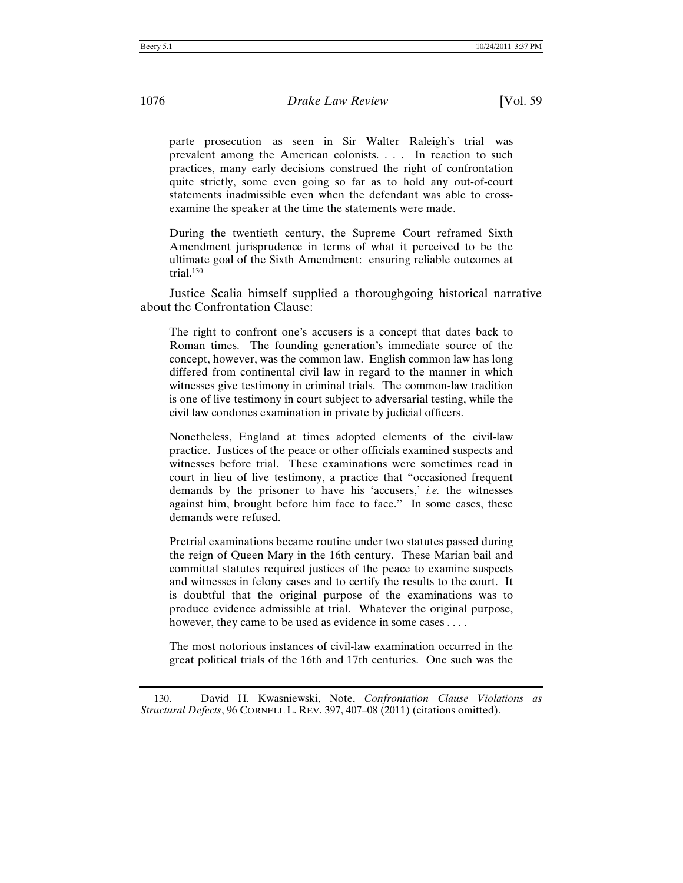> parte prosecution—as seen in Sir Walter Raleigh's trial—was prevalent among the American colonists. . . . In reaction to such practices, many early decisions construed the right of confrontation quite strictly, some even going so far as to hold any out-of-court statements inadmissible even when the defendant was able to cross-examine the speaker at the time the statements were made.
>
> During the twentieth century, the Supreme Court reframed Sixth Amendment jurisprudence in terms of what it perceived to be the ultimate goal of the Sixth Amendment: ensuring reliable outcomes at trial.[130]

Justice Scalia himself supplied a thoroughgoing historical narrative about the Confrontation Clause:

> The right to confront one's accusers is a concept that dates back to Roman times. The founding generation's immediate source of the concept, however, was the common law. English common law has long differed from continental civil law in regard to the manner in which witnesses give testimony in criminal trials. The common-law tradition is one of live testimony in court subject to adversarial testing, while the civil law condones examination in private by judicial officers.
>
> Nonetheless, England at times adopted elements of the civil-law practice. Justices of the peace or other officials examined suspects and witnesses before trial. These examinations were sometimes read in court in lieu of live testimony, a practice that "occasioned frequent demands by the prisoner to have his 'accusers,' *i.e.* the witnesses against him, brought before him face to face." In some cases, these demands were refused.
>
> Pretrial examinations became routine under two statutes passed during the reign of Queen Mary in the 16th century. These Marian bail and committal statutes required justices of the peace to examine suspects and witnesses in felony cases and to certify the results to the court. It is doubtful that the original purpose of the examinations was to produce evidence admissible at trial. Whatever the original purpose, however, they came to be used as evidence in some cases . . . .
>
> The most notorious instances of civil-law examination occurred in the great political trials of the 16th and 17th centuries. One such was the

---

130. David H. Kwasniewski, Note, *Confrontation Clause Violations as Structural Defects*, 96 CORNELL L. REV. 397, 407–08 (2011) (citations omitted).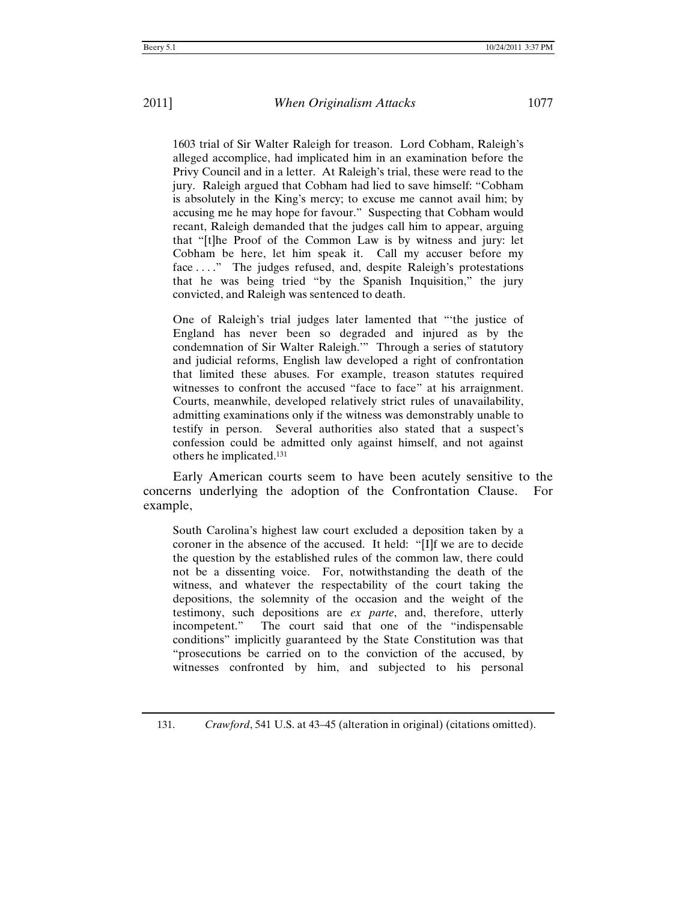> 1603 trial of Sir Walter Raleigh for treason. Lord Cobham, Raleigh's alleged accomplice, had implicated him in an examination before the Privy Council and in a letter. At Raleigh's trial, these were read to the jury. Raleigh argued that Cobham had lied to save himself: "Cobham is absolutely in the King's mercy; to excuse me cannot avail him; by accusing me he may hope for favour." Suspecting that Cobham would recant, Raleigh demanded that the judges call him to appear, arguing that "[t]he Proof of the Common Law is by witness and jury: let Cobham be here, let him speak it. Call my accuser before my face . . . ." The judges refused, and, despite Raleigh's protestations that he was being tried "by the Spanish Inquisition," the jury convicted, and Raleigh was sentenced to death.
>
> One of Raleigh's trial judges later lamented that "'the justice of England has never been so degraded and injured as by the condemnation of Sir Walter Raleigh.'" Through a series of statutory and judicial reforms, English law developed a right of confrontation that limited these abuses. For example, treason statutes required witnesses to confront the accused "face to face" at his arraignment. Courts, meanwhile, developed relatively strict rules of unavailability, admitting examinations only if the witness was demonstrably unable to testify in person. Several authorities also stated that a suspect's confession could be admitted only against himself, and not against others he implicated.[131]

Early American courts seem to have been acutely sensitive to the concerns underlying the adoption of the Confrontation Clause. For example,

> South Carolina's highest law court excluded a deposition taken by a coroner in the absence of the accused. It held: "[I]f we are to decide the question by the established rules of the common law, there could not be a dissenting voice. For, notwithstanding the death of the witness, and whatever the respectability of the court taking the depositions, the solemnity of the occasion and the weight of the testimony, such depositions are *ex parte*, and, therefore, utterly incompetent." The court said that one of the "indispensable conditions" implicitly guaranteed by the State Constitution was that "prosecutions be carried on to the conviction of the accused, by witnesses confronted by him, and subjected to his personal

131. *Crawford*, 541 U.S. at 43–45 (alteration in original) (citations omitted).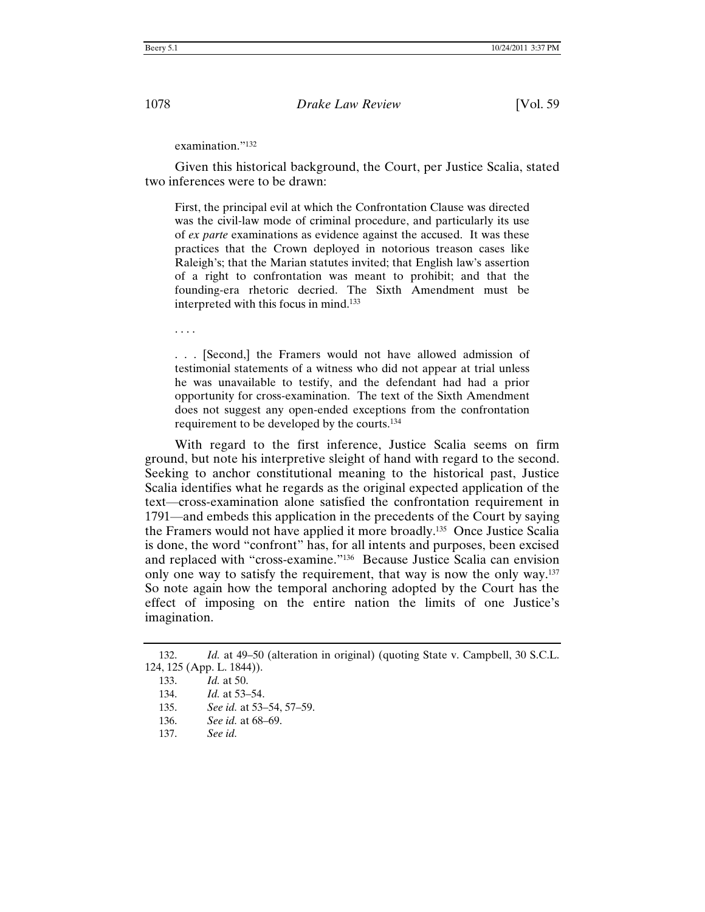examination."[132]

Given this historical background, the Court, per Justice Scalia, stated two inferences were to be drawn:

> First, the principal evil at which the Confrontation Clause was directed was the civil-law mode of criminal procedure, and particularly its use of *ex parte* examinations as evidence against the accused. It was these practices that the Crown deployed in notorious treason cases like Raleigh's; that the Marian statutes invited; that English law's assertion of a right to confrontation was meant to prohibit; and that the founding-era rhetoric decried. The Sixth Amendment must be interpreted with this focus in mind.[133]
>
> . . . .
>
> . . . [Second,] the Framers would not have allowed admission of testimonial statements of a witness who did not appear at trial unless he was unavailable to testify, and the defendant had had a prior opportunity for cross-examination. The text of the Sixth Amendment does not suggest any open-ended exceptions from the confrontation requirement to be developed by the courts.[134]

With regard to the first inference, Justice Scalia seems on firm ground, but note his interpretive sleight of hand with regard to the second. Seeking to anchor constitutional meaning to the historical past, Justice Scalia identifies what he regards as the original expected application of the text—cross-examination alone satisfied the confrontation requirement in 1791—and embeds this application in the precedents of the Court by saying the Framers would not have applied it more broadly.[135] Once Justice Scalia is done, the word "confront" has, for all intents and purposes, been excised and replaced with "cross-examine."[136] Because Justice Scalia can envision only one way to satisfy the requirement, that way is now the only way.[137] So note again how the temporal anchoring adopted by the Court has the effect of imposing on the entire nation the limits of one Justice's imagination.

---

132. *Id.* at 49–50 (alteration in original) (quoting State v. Campbell, 30 S.C.L. 124, 125 (App. L. 1844)).

133. *Id.* at 50.

134. *Id.* at 53–54.

135. *See id.* at 53–54, 57–59.

136. *See id.* at 68–69.

137. *See id.*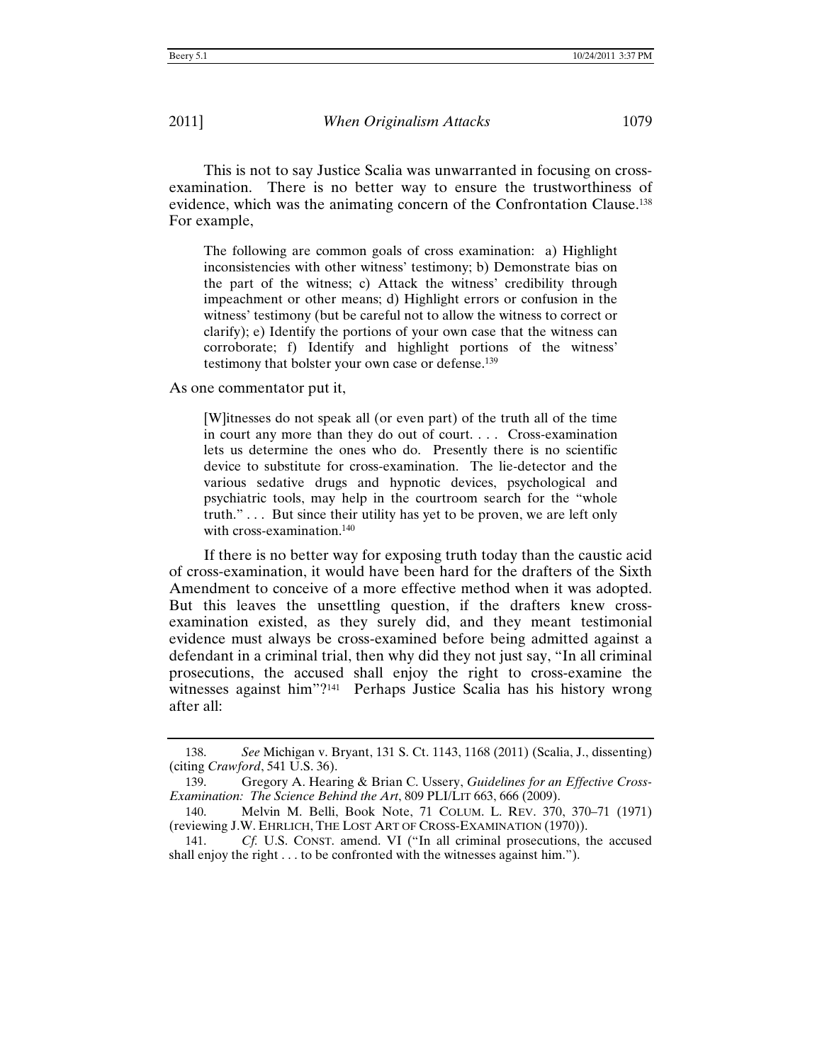This is not to say Justice Scalia was unwarranted in focusing on cross-examination. There is no better way to ensure the trustworthiness of evidence, which was the animating concern of the Confrontation Clause.[138] For example,

> The following are common goals of cross examination: a) Highlight inconsistencies with other witness' testimony; b) Demonstrate bias on the part of the witness; c) Attack the witness' credibility through impeachment or other means; d) Highlight errors or confusion in the witness' testimony (but be careful not to allow the witness to correct or clarify); e) Identify the portions of your own case that the witness can corroborate; f) Identify and highlight portions of the witness' testimony that bolster your own case or defense.[139]

As one commentator put it,

> [W]itnesses do not speak all (or even part) of the truth all of the time in court any more than they do out of court. . . . Cross-examination lets us determine the ones who do. Presently there is no scientific device to substitute for cross-examination. The lie-detector and the various sedative drugs and hypnotic devices, psychological and psychiatric tools, may help in the courtroom search for the "whole truth." . . . But since their utility has yet to be proven, we are left only with cross-examination.[140]

If there is no better way for exposing truth today than the caustic acid of cross-examination, it would have been hard for the drafters of the Sixth Amendment to conceive of a more effective method when it was adopted. But this leaves the unsettling question, if the drafters knew cross-examination existed, as they surely did, and they meant testimonial evidence must always be cross-examined before being admitted against a defendant in a criminal trial, then why did they not just say, "In all criminal prosecutions, the accused shall enjoy the right to cross-examine the witnesses against him"?[141] Perhaps Justice Scalia has his history wrong after all:

---

138. *See* Michigan v. Bryant, 131 S. Ct. 1143, 1168 (2011) (Scalia, J., dissenting) (citing *Crawford*, 541 U.S. 36).

139. Gregory A. Hearing & Brian C. Ussery, *Guidelines for an Effective Cross-Examination: The Science Behind the Art*, 809 PLI/LIT 663, 666 (2009).

140. Melvin M. Belli, Book Note, 71 COLUM. L. REV. 370, 370–71 (1971) (reviewing J.W. EHRLICH, THE LOST ART OF CROSS-EXAMINATION (1970)).

141. *Cf.* U.S. CONST. amend. VI ("In all criminal prosecutions, the accused shall enjoy the right . . . to be confronted with the witnesses against him.").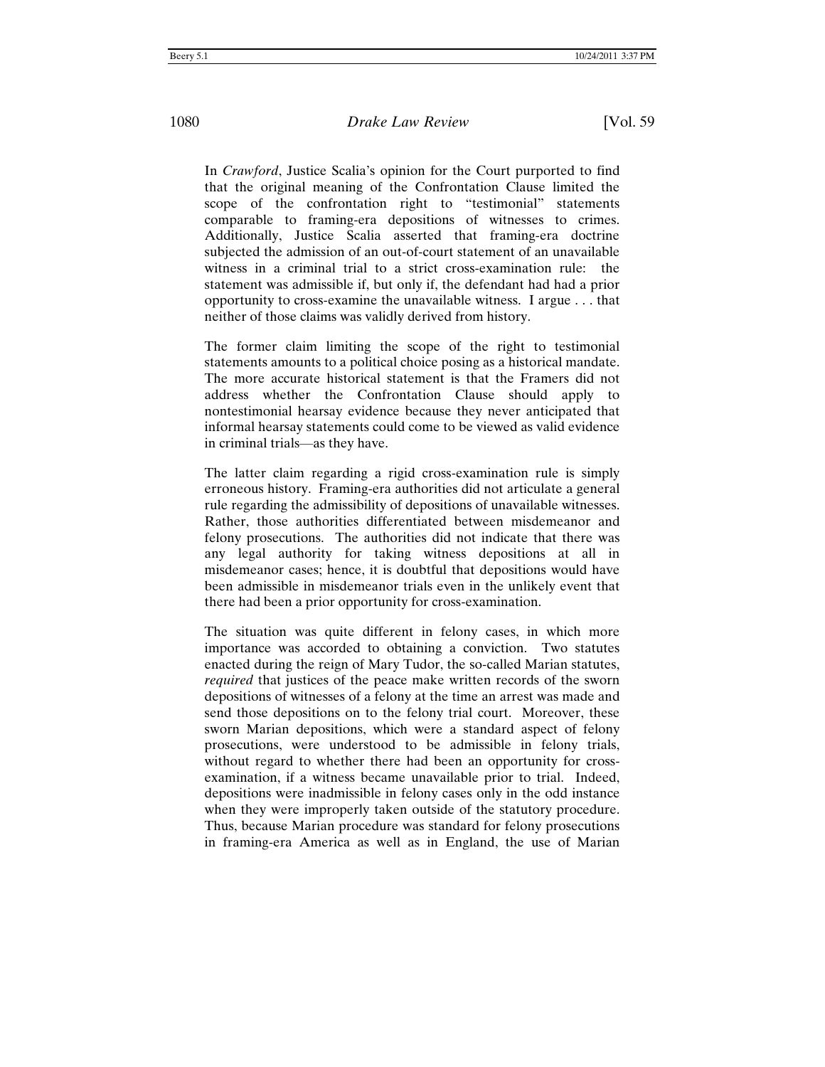In *Crawford*, Justice Scalia's opinion for the Court purported to find that the original meaning of the Confrontation Clause limited the scope of the confrontation right to "testimonial" statements comparable to framing-era depositions of witnesses to crimes. Additionally, Justice Scalia asserted that framing-era doctrine subjected the admission of an out-of-court statement of an unavailable witness in a criminal trial to a strict cross-examination rule: the statement was admissible if, but only if, the defendant had had a prior opportunity to cross-examine the unavailable witness. I argue . . . that neither of those claims was validly derived from history.

The former claim limiting the scope of the right to testimonial statements amounts to a political choice posing as a historical mandate. The more accurate historical statement is that the Framers did not address whether the Confrontation Clause should apply to nontestimonial hearsay evidence because they never anticipated that informal hearsay statements could come to be viewed as valid evidence in criminal trials—as they have.

The latter claim regarding a rigid cross-examination rule is simply erroneous history. Framing-era authorities did not articulate a general rule regarding the admissibility of depositions of unavailable witnesses. Rather, those authorities differentiated between misdemeanor and felony prosecutions. The authorities did not indicate that there was any legal authority for taking witness depositions at all in misdemeanor cases; hence, it is doubtful that depositions would have been admissible in misdemeanor trials even in the unlikely event that there had been a prior opportunity for cross-examination.

The situation was quite different in felony cases, in which more importance was accorded to obtaining a conviction. Two statutes enacted during the reign of Mary Tudor, the so-called Marian statutes, *required* that justices of the peace make written records of the sworn depositions of witnesses of a felony at the time an arrest was made and send those depositions on to the felony trial court. Moreover, these sworn Marian depositions, which were a standard aspect of felony prosecutions, were understood to be admissible in felony trials, without regard to whether there had been an opportunity for cross-examination, if a witness became unavailable prior to trial. Indeed, depositions were inadmissible in felony cases only in the odd instance when they were improperly taken outside of the statutory procedure. Thus, because Marian procedure was standard for felony prosecutions in framing-era America as well as in England, the use of Marian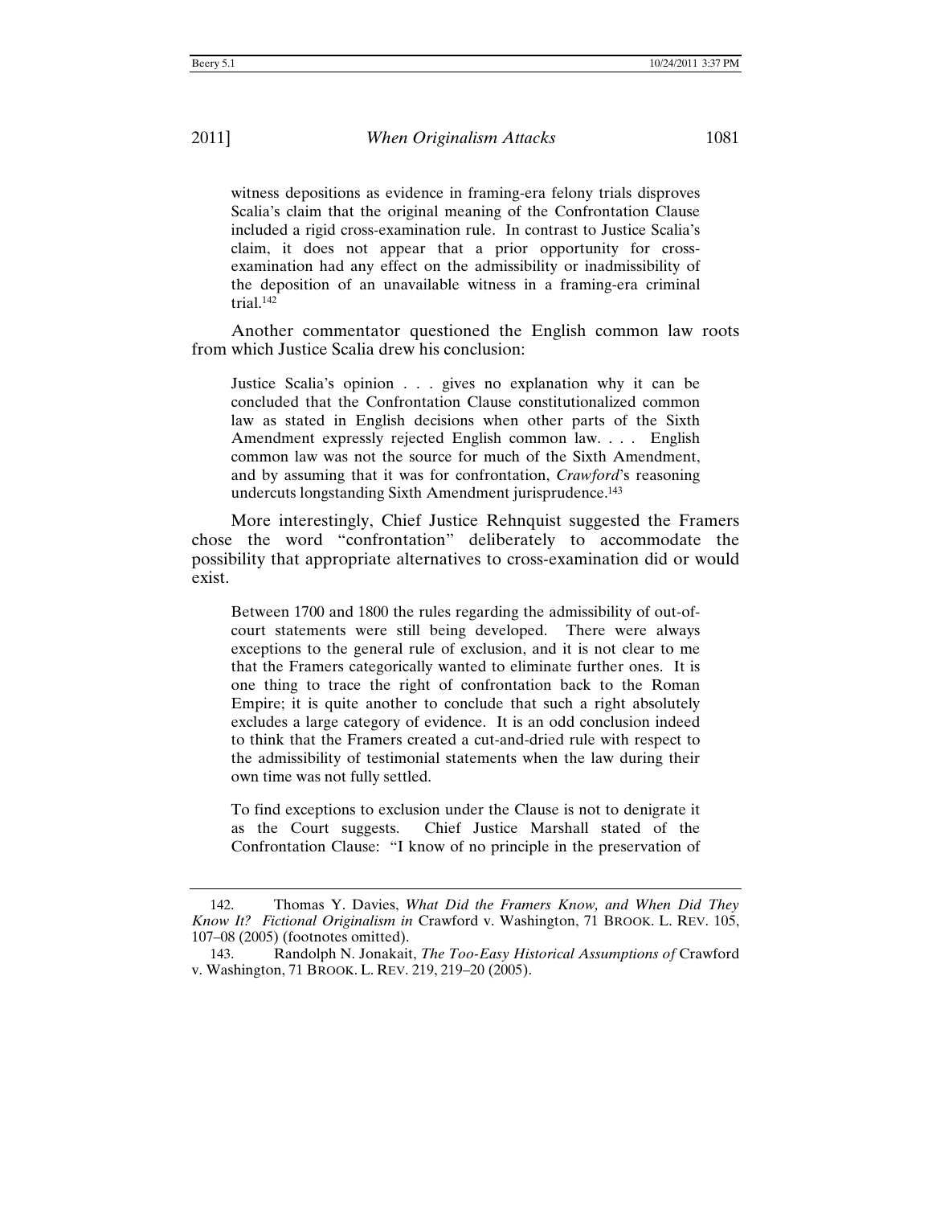> witness depositions as evidence in framing-era felony trials disproves Scalia's claim that the original meaning of the Confrontation Clause included a rigid cross-examination rule. In contrast to Justice Scalia's claim, it does not appear that a prior opportunity for cross-examination had any effect on the admissibility or inadmissibility of the deposition of an unavailable witness in a framing-era criminal trial.[142]

Another commentator questioned the English common law roots from which Justice Scalia drew his conclusion:

> Justice Scalia's opinion . . . gives no explanation why it can be concluded that the Confrontation Clause constitutionalized common law as stated in English decisions when other parts of the Sixth Amendment expressly rejected English common law. . . . English common law was not the source for much of the Sixth Amendment, and by assuming that it was for confrontation, *Crawford*'s reasoning undercuts longstanding Sixth Amendment jurisprudence.[143]

More interestingly, Chief Justice Rehnquist suggested the Framers chose the word "confrontation" deliberately to accommodate the possibility that appropriate alternatives to cross-examination did or would exist.

> Between 1700 and 1800 the rules regarding the admissibility of out-of-court statements were still being developed. There were always exceptions to the general rule of exclusion, and it is not clear to me that the Framers categorically wanted to eliminate further ones. It is one thing to trace the right of confrontation back to the Roman Empire; it is quite another to conclude that such a right absolutely excludes a large category of evidence. It is an odd conclusion indeed to think that the Framers created a cut-and-dried rule with respect to the admissibility of testimonial statements when the law during their own time was not fully settled.
>
> To find exceptions to exclusion under the Clause is not to denigrate it as the Court suggests. Chief Justice Marshall stated of the Confrontation Clause: "I know of no principle in the preservation of

---

142. Thomas Y. Davies, *What Did the Framers Know, and When Did They Know It? Fictional Originalism in* Crawford v. Washington, 71 BROOK. L. REV. 105, 107–08 (2005) (footnotes omitted).

143. Randolph N. Jonakait, *The Too-Easy Historical Assumptions of* Crawford v. Washington, 71 BROOK. L. REV. 219, 219–20 (2005).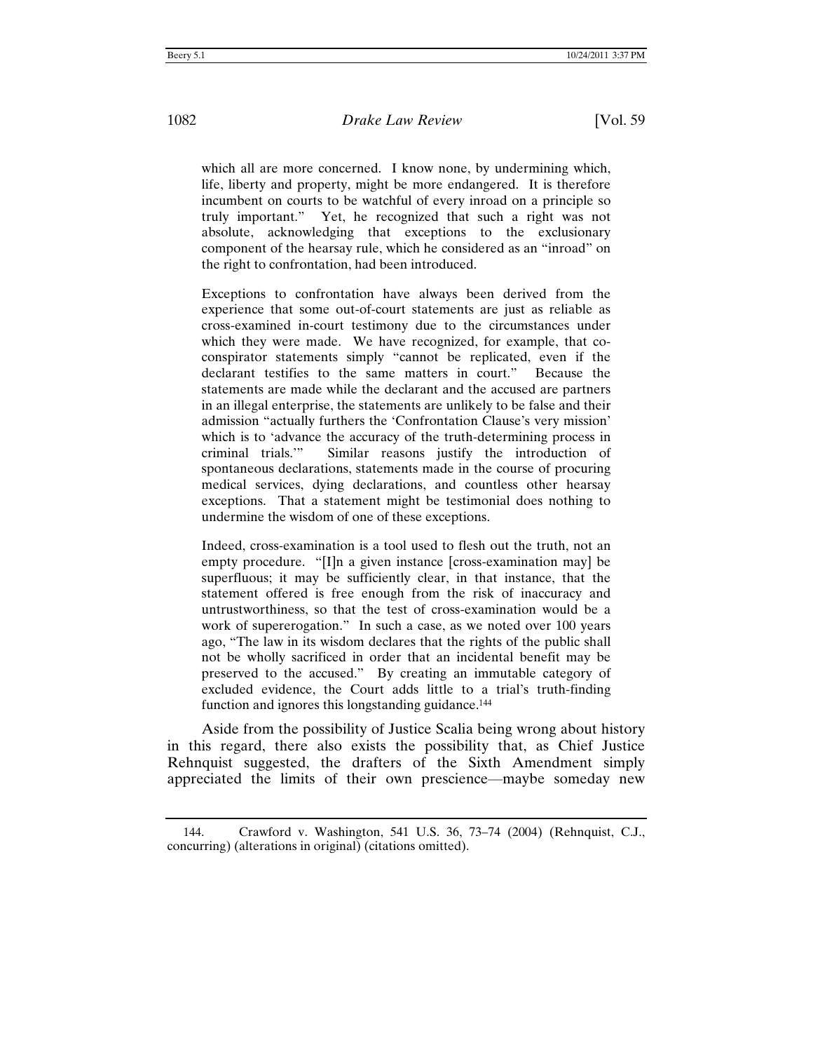> which all are more concerned. I know none, by undermining which, life, liberty and property, might be more endangered. It is therefore incumbent on courts to be watchful of every inroad on a principle so truly important." Yet, he recognized that such a right was not absolute, acknowledging that exceptions to the exclusionary component of the hearsay rule, which he considered as an "inroad" on the right to confrontation, had been introduced.
>
> Exceptions to confrontation have always been derived from the experience that some out-of-court statements are just as reliable as cross-examined in-court testimony due to the circumstances under which they were made. We have recognized, for example, that co-conspirator statements simply "cannot be replicated, even if the declarant testifies to the same matters in court." Because the statements are made while the declarant and the accused are partners in an illegal enterprise, the statements are unlikely to be false and their admission "actually furthers the 'Confrontation Clause's very mission' which is to 'advance the accuracy of the truth-determining process in criminal trials.'" Similar reasons justify the introduction of spontaneous declarations, statements made in the course of procuring medical services, dying declarations, and countless other hearsay exceptions. That a statement might be testimonial does nothing to undermine the wisdom of one of these exceptions.
>
> Indeed, cross-examination is a tool used to flesh out the truth, not an empty procedure. "[I]n a given instance [cross-examination may] be superfluous; it may be sufficiently clear, in that instance, that the statement offered is free enough from the risk of inaccuracy and untrustworthiness, so that the test of cross-examination would be a work of supererogation." In such a case, as we noted over 100 years ago, "The law in its wisdom declares that the rights of the public shall not be wholly sacrificed in order that an incidental benefit may be preserved to the accused." By creating an immutable category of excluded evidence, the Court adds little to a trial's truth-finding function and ignores this longstanding guidance.[144]

Aside from the possibility of Justice Scalia being wrong about history in this regard, there also exists the possibility that, as Chief Justice Rehnquist suggested, the drafters of the Sixth Amendment simply appreciated the limits of their own prescience—maybe someday new

---

144. Crawford v. Washington, 541 U.S. 36, 73–74 (2004) (Rehnquist, C.J., concurring) (alterations in original) (citations omitted).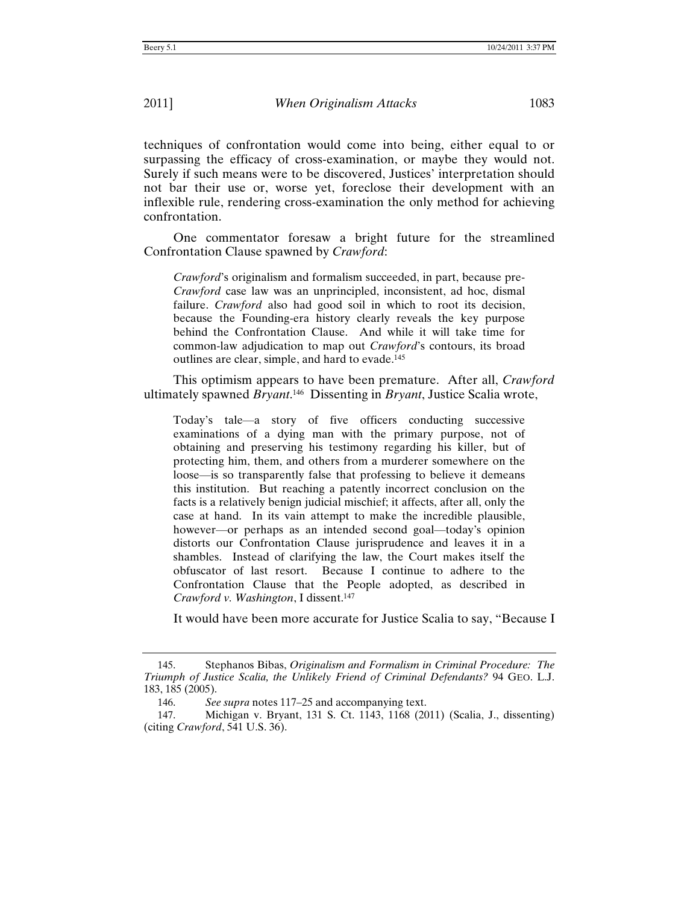techniques of confrontation would come into being, either equal to or surpassing the efficacy of cross-examination, or maybe they would not. Surely if such means were to be discovered, Justices' interpretation should not bar their use or, worse yet, foreclose their development with an inflexible rule, rendering cross-examination the only method for achieving confrontation.

One commentator foresaw a bright future for the streamlined Confrontation Clause spawned by *Crawford*:

> *Crawford*'s originalism and formalism succeeded, in part, because pre-*Crawford* case law was an unprincipled, inconsistent, ad hoc, dismal failure. *Crawford* also had good soil in which to root its decision, because the Founding-era history clearly reveals the key purpose behind the Confrontation Clause. And while it will take time for common-law adjudication to map out *Crawford*'s contours, its broad outlines are clear, simple, and hard to evade.[145]

This optimism appears to have been premature. After all, *Crawford* ultimately spawned *Bryant*.[146] Dissenting in *Bryant*, Justice Scalia wrote,

> Today's tale—a story of five officers conducting successive examinations of a dying man with the primary purpose, not of obtaining and preserving his testimony regarding his killer, but of protecting him, them, and others from a murderer somewhere on the loose—is so transparently false that professing to believe it demeans this institution. But reaching a patently incorrect conclusion on the facts is a relatively benign judicial mischief; it affects, after all, only the case at hand. In its vain attempt to make the incredible plausible, however—or perhaps as an intended second goal—today's opinion distorts our Confrontation Clause jurisprudence and leaves it in a shambles. Instead of clarifying the law, the Court makes itself the obfuscator of last resort. Because I continue to adhere to the Confrontation Clause that the People adopted, as described in *Crawford v. Washington*, I dissent.[147]

It would have been more accurate for Justice Scalia to say, "Because I

---

145. Stephanos Bibas, *Originalism and Formalism in Criminal Procedure: The Triumph of Justice Scalia, the Unlikely Friend of Criminal Defendants?* 94 GEO. L.J. 183, 185 (2005).

146. *See supra* notes 117–25 and accompanying text.

147. Michigan v. Bryant, 131 S. Ct. 1143, 1168 (2011) (Scalia, J., dissenting) (citing *Crawford*, 541 U.S. 36).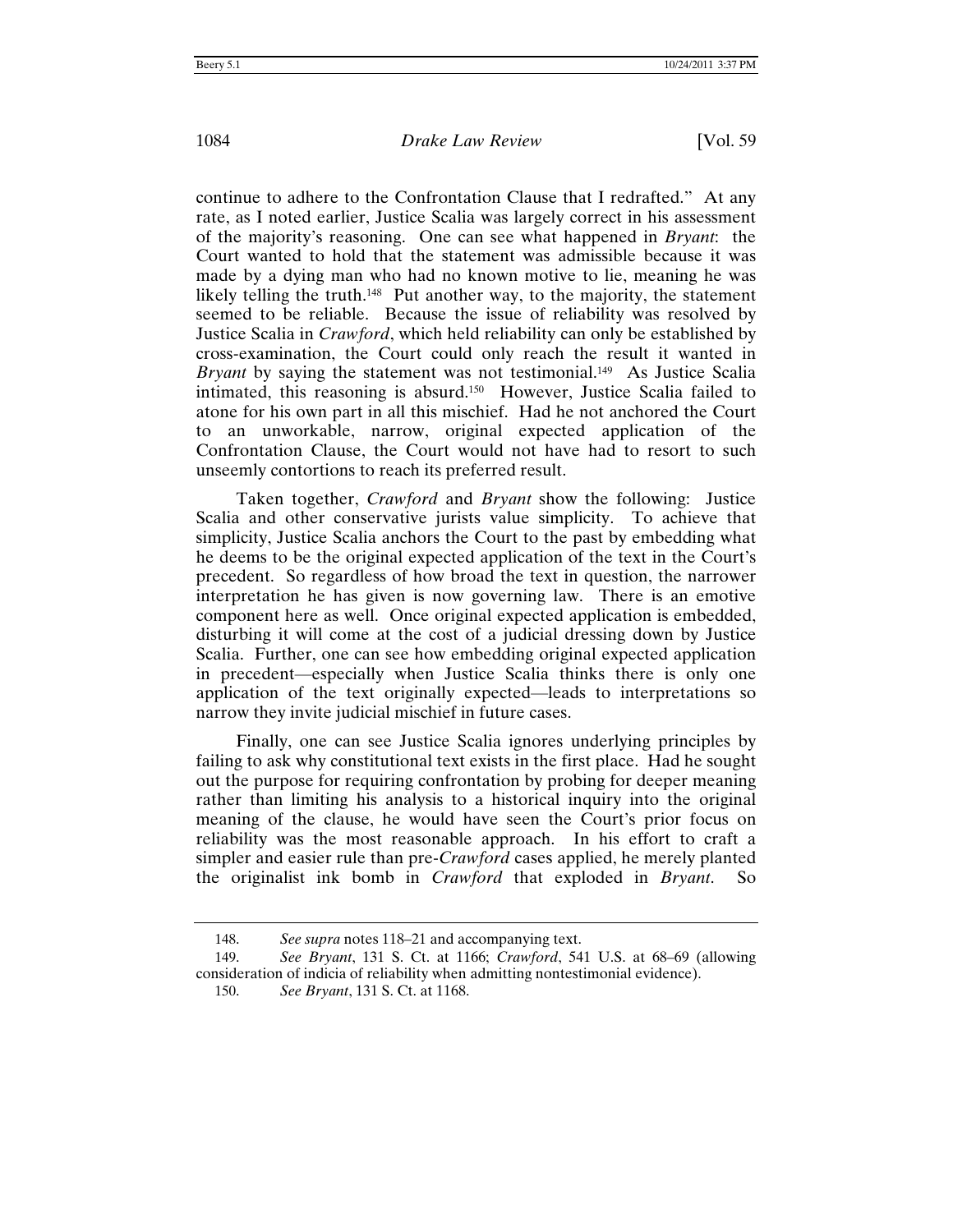continue to adhere to the Confrontation Clause that I redrafted." At any rate, as I noted earlier, Justice Scalia was largely correct in his assessment of the majority's reasoning. One can see what happened in *Bryant*: the Court wanted to hold that the statement was admissible because it was made by a dying man who had no known motive to lie, meaning he was likely telling the truth.[148] Put another way, to the majority, the statement seemed to be reliable. Because the issue of reliability was resolved by Justice Scalia in *Crawford*, which held reliability can only be established by cross-examination, the Court could only reach the result it wanted in *Bryant* by saying the statement was not testimonial.[149] As Justice Scalia intimated, this reasoning is absurd.[150] However, Justice Scalia failed to atone for his own part in all this mischief. Had he not anchored the Court to an unworkable, narrow, original expected application of the Confrontation Clause, the Court would not have had to resort to such unseemly contortions to reach its preferred result.

Taken together, *Crawford* and *Bryant* show the following: Justice Scalia and other conservative jurists value simplicity. To achieve that simplicity, Justice Scalia anchors the Court to the past by embedding what he deems to be the original expected application of the text in the Court's precedent. So regardless of how broad the text in question, the narrower interpretation he has given is now governing law. There is an emotive component here as well. Once original expected application is embedded, disturbing it will come at the cost of a judicial dressing down by Justice Scalia. Further, one can see how embedding original expected application in precedent—especially when Justice Scalia thinks there is only one application of the text originally expected—leads to interpretations so narrow they invite judicial mischief in future cases.

Finally, one can see Justice Scalia ignores underlying principles by failing to ask why constitutional text exists in the first place. Had he sought out the purpose for requiring confrontation by probing for deeper meaning rather than limiting his analysis to a historical inquiry into the original meaning of the clause, he would have seen the Court's prior focus on reliability was the most reasonable approach. In his effort to craft a simpler and easier rule than pre-*Crawford* cases applied, he merely planted the originalist ink bomb in *Crawford* that exploded in *Bryant*. So

---

148. *See supra* notes 118–21 and accompanying text.

149. *See Bryant*, 131 S. Ct. at 1166; *Crawford*, 541 U.S. at 68–69 (allowing consideration of indicia of reliability when admitting nontestimonial evidence).

150. *See Bryant*, 131 S. Ct. at 1168.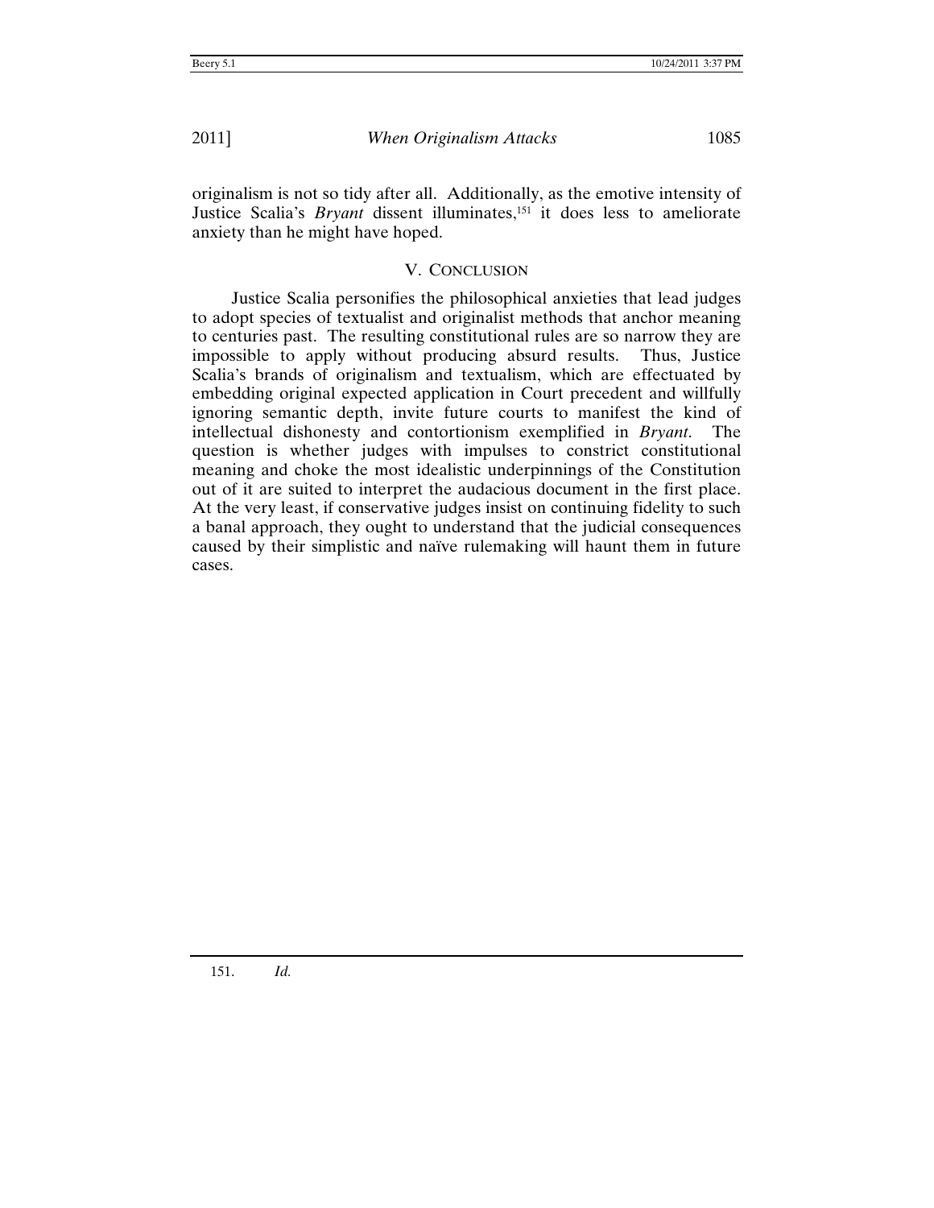originalism is not so tidy after all. Additionally, as the emotive intensity of Justice Scalia's *Bryant* dissent illuminates,[151] it does less to ameliorate anxiety than he might have hoped.

## V. Conclusion

Justice Scalia personifies the philosophical anxieties that lead judges to adopt species of textualist and originalist methods that anchor meaning to centuries past. The resulting constitutional rules are so narrow they are impossible to apply without producing absurd results. Thus, Justice Scalia's brands of originalism and textualism, which are effectuated by embedding original expected application in Court precedent and willfully ignoring semantic depth, invite future courts to manifest the kind of intellectual dishonesty and contortionism exemplified in *Bryant*. The question is whether judges with impulses to constrict constitutional meaning and choke the most idealistic underpinnings of the Constitution out of it are suited to interpret the audacious document in the first place. At the very least, if conservative judges insist on continuing fidelity to such a banal approach, they ought to understand that the judicial consequences caused by their simplistic and naïve rulemaking will haunt them in future cases.

151. *Id.*